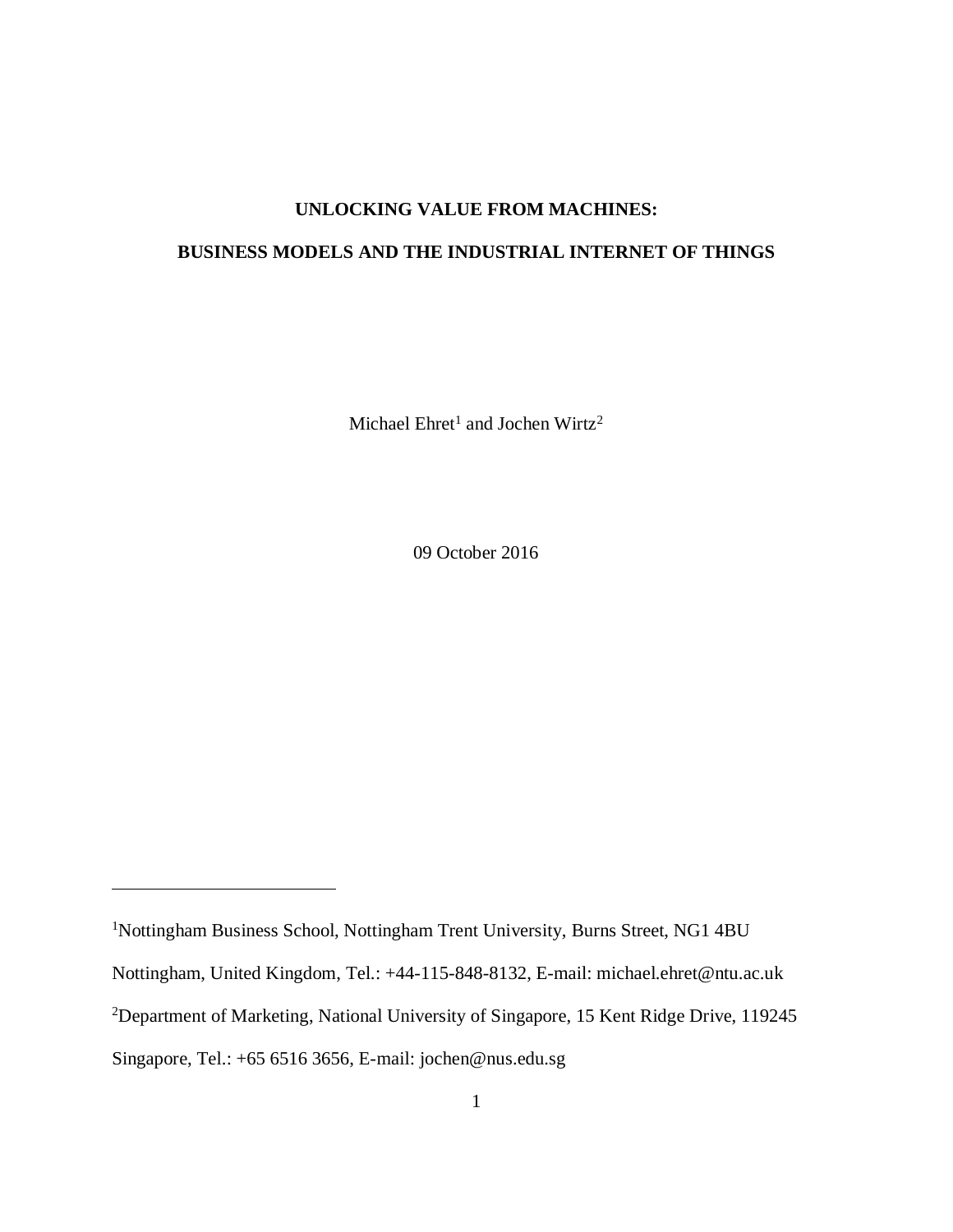# UNLOCKING VALUE FROM MACHINES:

# BUSINESS MODELS AND THE INDUSTRIAL INTERNET OF THINGS

Michael Ehret[1] and Jochen Wirtz[2]

09 October 2016

---

[1]Nottingham Business School, Nottingham Trent University, Burns Street, NG1 4BU Nottingham, United Kingdom, Tel.: +44-115-848-8132, E-mail: michael.ehret@ntu.ac.uk

[2]Department of Marketing, National University of Singapore, 15 Kent Ridge Drive, 119245 Singapore, Tel.: +65 6516 3656, E-mail: jochen@nus.edu.sg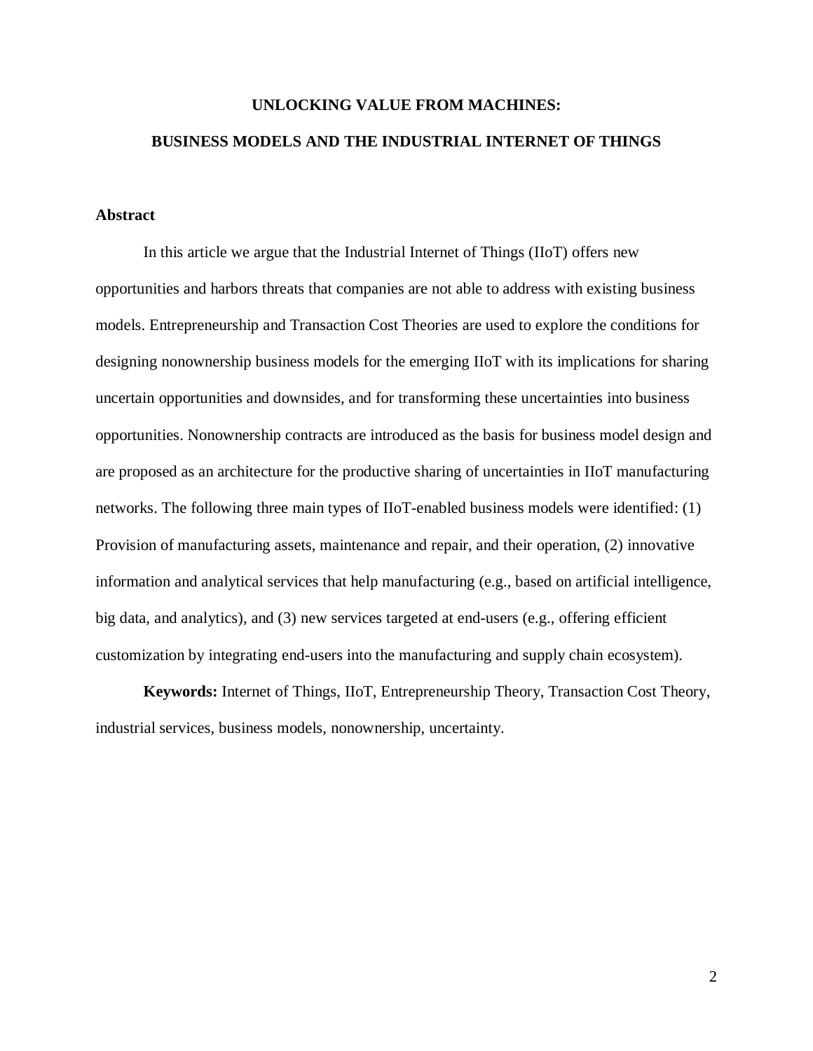# UNLOCKING VALUE FROM MACHINES:

# BUSINESS MODELS AND THE INDUSTRIAL INTERNET OF THINGS

## Abstract

In this article we argue that the Industrial Internet of Things (IIoT) offers new opportunities and harbors threats that companies are not able to address with existing business models. Entrepreneurship and Transaction Cost Theories are used to explore the conditions for designing nonownership business models for the emerging IIoT with its implications for sharing uncertain opportunities and downsides, and for transforming these uncertainties into business opportunities. Nonownership contracts are introduced as the basis for business model design and are proposed as an architecture for the productive sharing of uncertainties in IIoT manufacturing networks. The following three main types of IIoT-enabled business models were identified: (1) Provision of manufacturing assets, maintenance and repair, and their operation, (2) innovative information and analytical services that help manufacturing (e.g., based on artificial intelligence, big data, and analytics), and (3) new services targeted at end-users (e.g., offering efficient customization by integrating end-users into the manufacturing and supply chain ecosystem).

**Keywords:** Internet of Things, IIoT, Entrepreneurship Theory, Transaction Cost Theory, industrial services, business models, nonownership, uncertainty.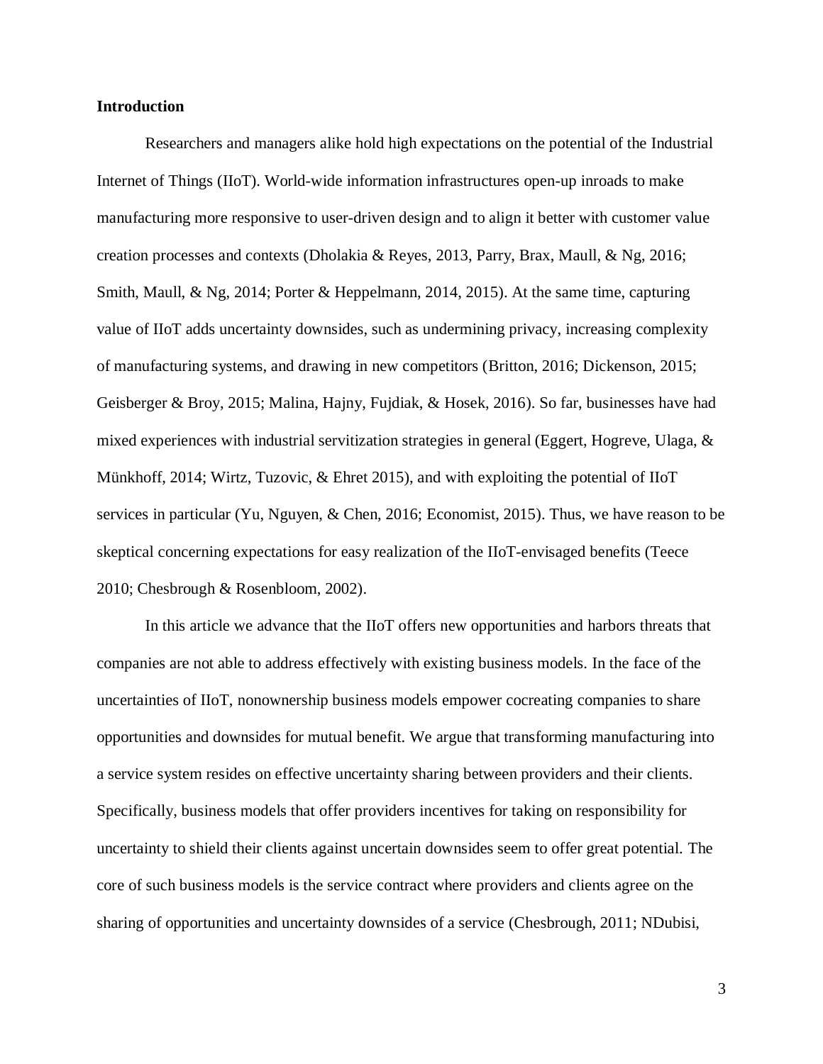## Introduction

Researchers and managers alike hold high expectations on the potential of the Industrial Internet of Things (IIoT). World-wide information infrastructures open-up inroads to make manufacturing more responsive to user-driven design and to align it better with customer value creation processes and contexts (Dholakia & Reyes, 2013, Parry, Brax, Maull, & Ng, 2016; Smith, Maull, & Ng, 2014; Porter & Heppelmann, 2014, 2015). At the same time, capturing value of IIoT adds uncertainty downsides, such as undermining privacy, increasing complexity of manufacturing systems, and drawing in new competitors (Britton, 2016; Dickenson, 2015; Geisberger & Broy, 2015; Malina, Hajny, Fujdiak, & Hosek, 2016). So far, businesses have had mixed experiences with industrial servitization strategies in general (Eggert, Hogreve, Ulaga, & Münkhoff, 2014; Wirtz, Tuzovic, & Ehret 2015), and with exploiting the potential of IIoT services in particular (Yu, Nguyen, & Chen, 2016; Economist, 2015). Thus, we have reason to be skeptical concerning expectations for easy realization of the IIoT-envisaged benefits (Teece 2010; Chesbrough & Rosenbloom, 2002).

In this article we advance that the IIoT offers new opportunities and harbors threats that companies are not able to address effectively with existing business models. In the face of the uncertainties of IIoT, nonownership business models empower cocreating companies to share opportunities and downsides for mutual benefit. We argue that transforming manufacturing into a service system resides on effective uncertainty sharing between providers and their clients. Specifically, business models that offer providers incentives for taking on responsibility for uncertainty to shield their clients against uncertain downsides seem to offer great potential. The core of such business models is the service contract where providers and clients agree on the sharing of opportunities and uncertainty downsides of a service (Chesbrough, 2011; NDubisi,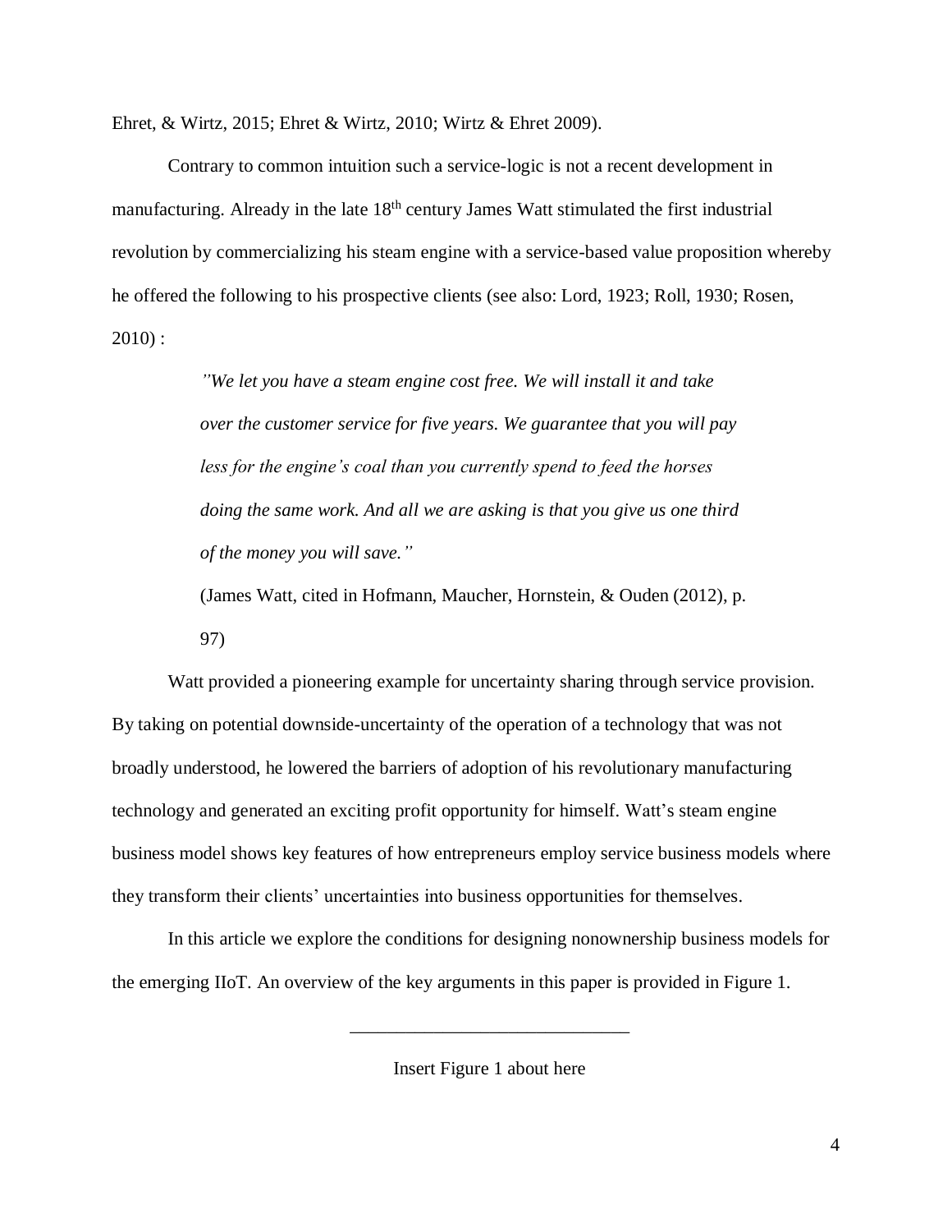Ehret, & Wirtz, 2015; Ehret & Wirtz, 2010; Wirtz & Ehret 2009).

Contrary to common intuition such a service-logic is not a recent development in manufacturing. Already in the late 18th century James Watt stimulated the first industrial revolution by commercializing his steam engine with a service-based value proposition whereby he offered the following to his prospective clients (see also: Lord, 1923; Roll, 1930; Rosen, 2010) :

> *"We let you have a steam engine cost free. We will install it and take over the customer service for five years. We guarantee that you will pay less for the engine's coal than you currently spend to feed the horses doing the same work. And all we are asking is that you give us one third of the money you will save."*
>
> (James Watt, cited in Hofmann, Maucher, Hornstein, & Ouden (2012), p. 97)

Watt provided a pioneering example for uncertainty sharing through service provision. By taking on potential downside-uncertainty of the operation of a technology that was not broadly understood, he lowered the barriers of adoption of his revolutionary manufacturing technology and generated an exciting profit opportunity for himself. Watt's steam engine business model shows key features of how entrepreneurs employ service business models where they transform their clients' uncertainties into business opportunities for themselves.

In this article we explore the conditions for designing nonownership business models for the emerging IIoT. An overview of the key arguments in this paper is provided in Figure 1.

---

Insert Figure 1 about here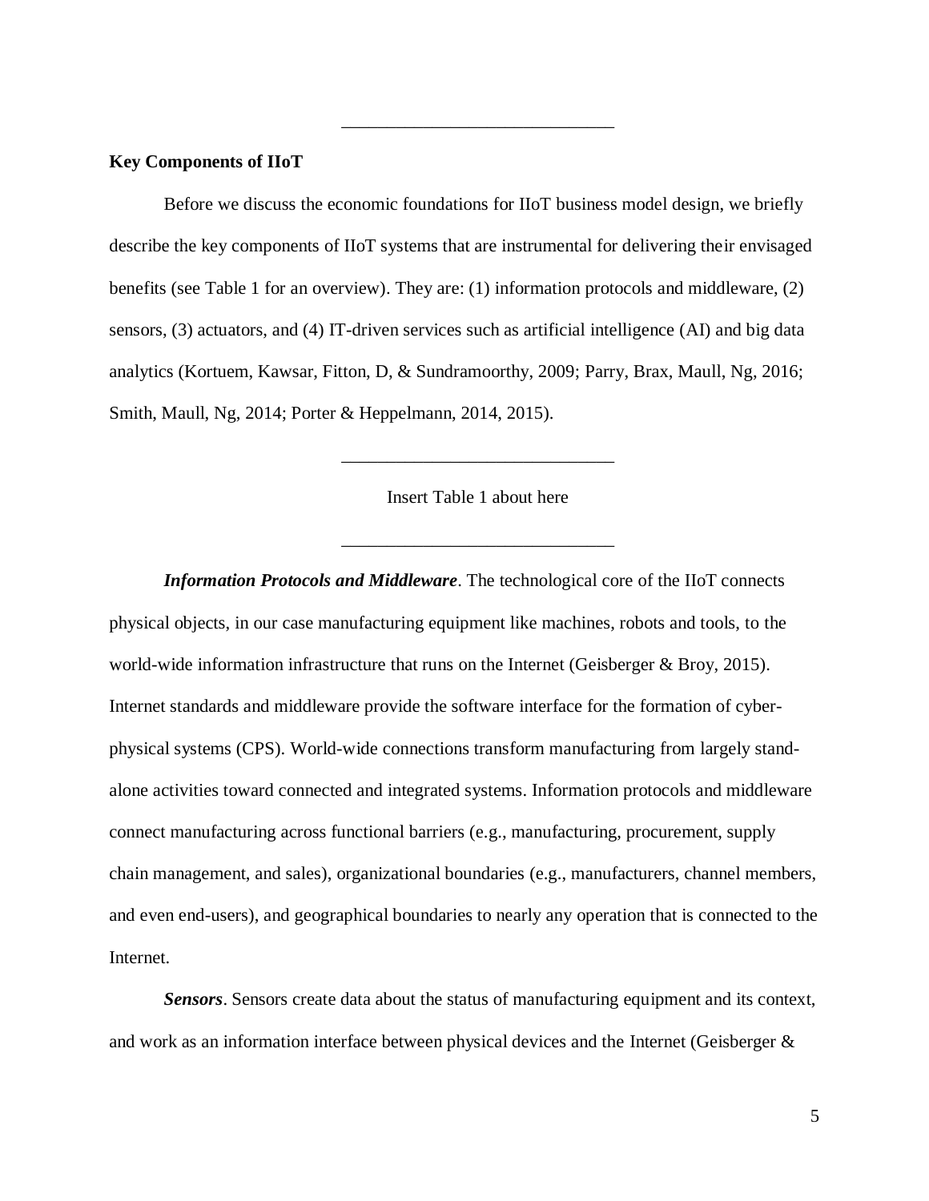## Key Components of IIoT

Before we discuss the economic foundations for IIoT business model design, we briefly describe the key components of IIoT systems that are instrumental for delivering their envisaged benefits (see Table 1 for an overview). They are: (1) information protocols and middleware, (2) sensors, (3) actuators, and (4) IT-driven services such as artificial intelligence (AI) and big data analytics (Kortuem, Kawsar, Fitton, D, & Sundramoorthy, 2009; Parry, Brax, Maull, Ng, 2016; Smith, Maull, Ng, 2014; Porter & Heppelmann, 2014, 2015).

---

Insert Table 1 about here

---

***Information Protocols and Middleware***. The technological core of the IIoT connects physical objects, in our case manufacturing equipment like machines, robots and tools, to the world-wide information infrastructure that runs on the Internet (Geisberger & Broy, 2015). Internet standards and middleware provide the software interface for the formation of cyber-physical systems (CPS). World-wide connections transform manufacturing from largely stand-alone activities toward connected and integrated systems. Information protocols and middleware connect manufacturing across functional barriers (e.g., manufacturing, procurement, supply chain management, and sales), organizational boundaries (e.g., manufacturers, channel members, and even end-users), and geographical boundaries to nearly any operation that is connected to the Internet.

***Sensors***. Sensors create data about the status of manufacturing equipment and its context, and work as an information interface between physical devices and the Internet (Geisberger &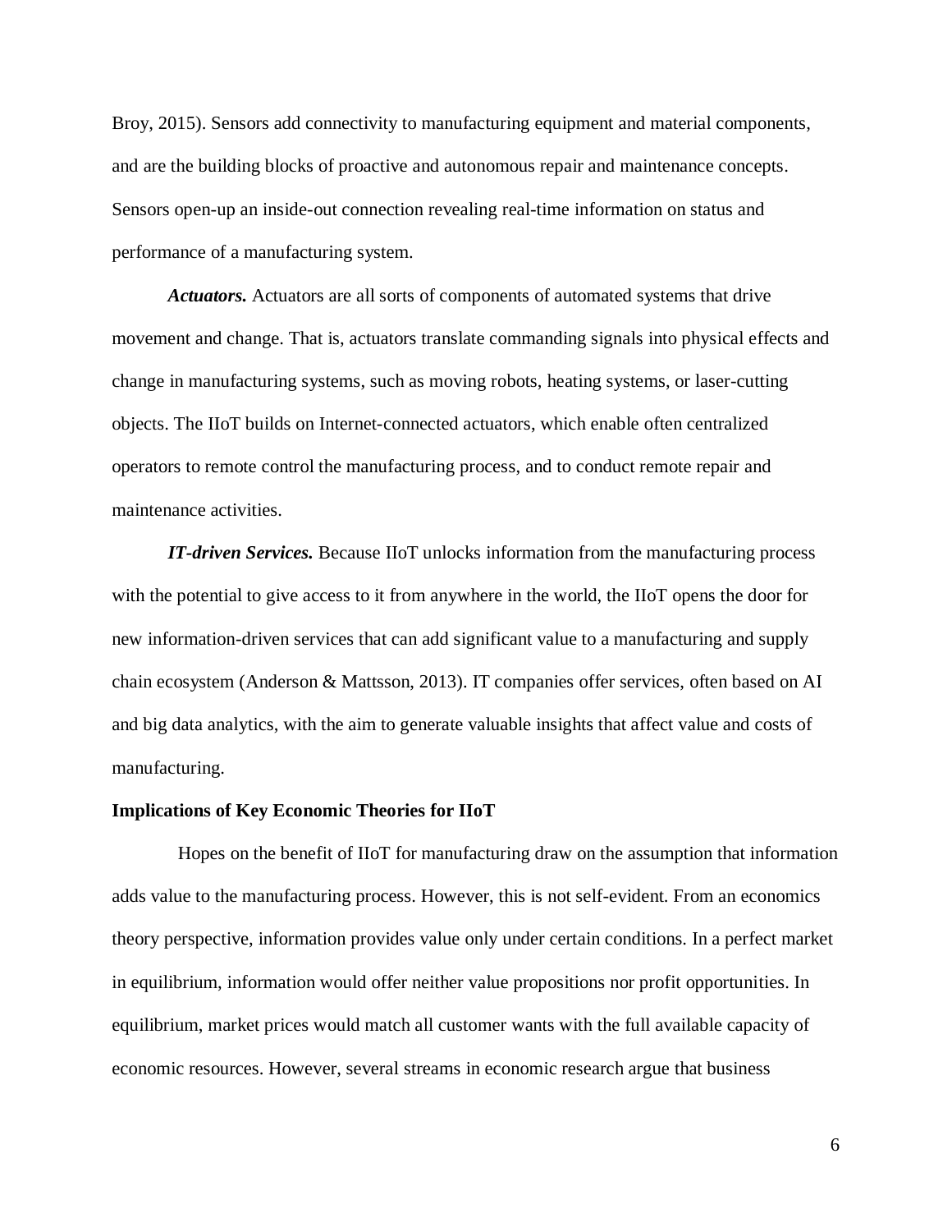Broy, 2015). Sensors add connectivity to manufacturing equipment and material components, and are the building blocks of proactive and autonomous repair and maintenance concepts. Sensors open-up an inside-out connection revealing real-time information on status and performance of a manufacturing system.

***Actuators.*** Actuators are all sorts of components of automated systems that drive movement and change. That is, actuators translate commanding signals into physical effects and change in manufacturing systems, such as moving robots, heating systems, or laser-cutting objects. The IIoT builds on Internet-connected actuators, which enable often centralized operators to remote control the manufacturing process, and to conduct remote repair and maintenance activities.

***IT-driven Services.*** Because IIoT unlocks information from the manufacturing process with the potential to give access to it from anywhere in the world, the IIoT opens the door for new information-driven services that can add significant value to a manufacturing and supply chain ecosystem (Anderson & Mattsson, 2013). IT companies offer services, often based on AI and big data analytics, with the aim to generate valuable insights that affect value and costs of manufacturing.

**Implications of Key Economic Theories for IIoT**

Hopes on the benefit of IIoT for manufacturing draw on the assumption that information adds value to the manufacturing process. However, this is not self-evident. From an economics theory perspective, information provides value only under certain conditions. In a perfect market in equilibrium, information would offer neither value propositions nor profit opportunities. In equilibrium, market prices would match all customer wants with the full available capacity of economic resources. However, several streams in economic research argue that business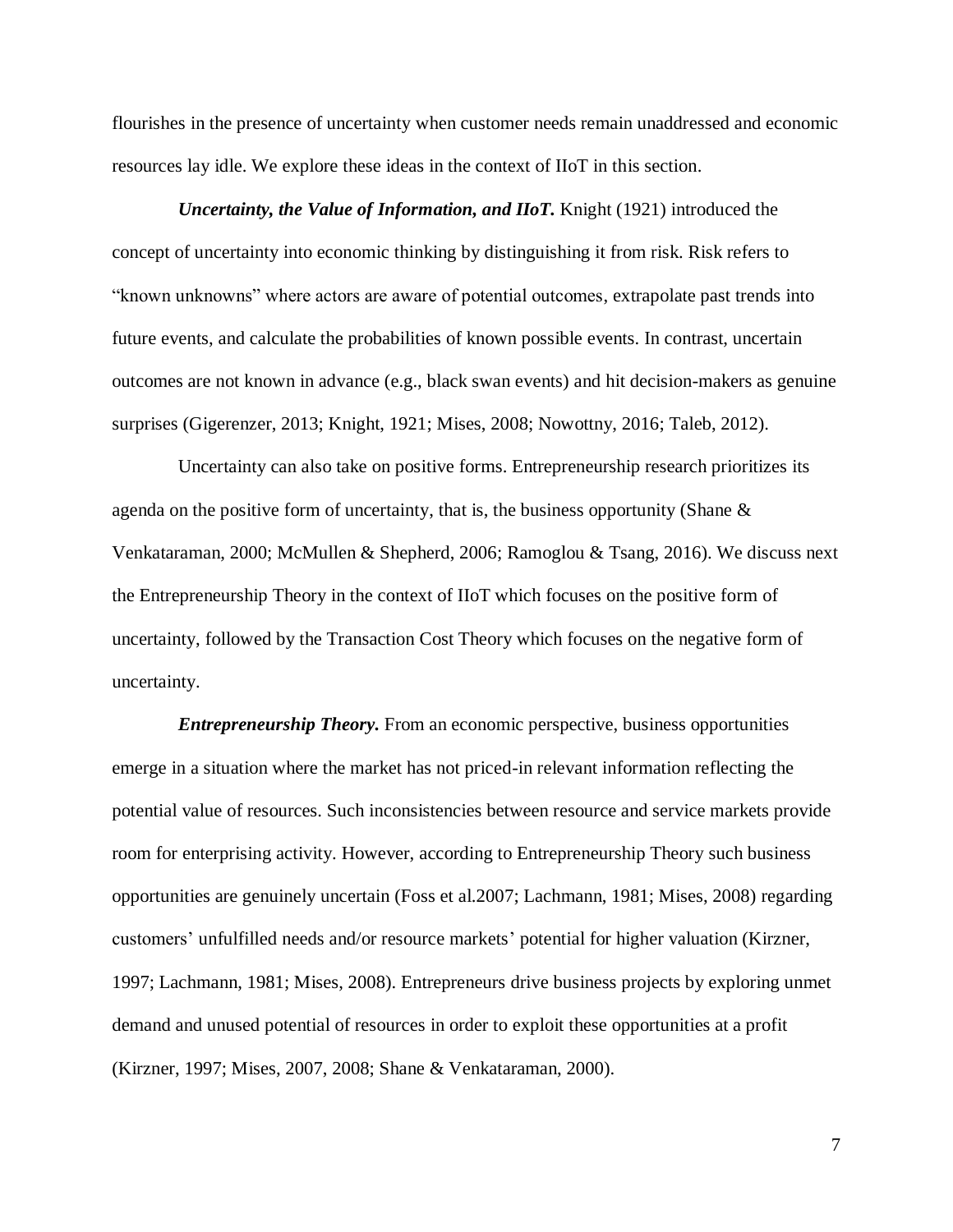flourishes in the presence of uncertainty when customer needs remain unaddressed and economic resources lay idle. We explore these ideas in the context of IIoT in this section.

***Uncertainty, the Value of Information, and IIoT.*** Knight (1921) introduced the concept of uncertainty into economic thinking by distinguishing it from risk. Risk refers to "known unknowns" where actors are aware of potential outcomes, extrapolate past trends into future events, and calculate the probabilities of known possible events. In contrast, uncertain outcomes are not known in advance (e.g., black swan events) and hit decision-makers as genuine surprises (Gigerenzer, 2013; Knight, 1921; Mises, 2008; Nowottny, 2016; Taleb, 2012).

Uncertainty can also take on positive forms. Entrepreneurship research prioritizes its agenda on the positive form of uncertainty, that is, the business opportunity (Shane & Venkataraman, 2000; McMullen & Shepherd, 2006; Ramoglou & Tsang, 2016). We discuss next the Entrepreneurship Theory in the context of IIoT which focuses on the positive form of uncertainty, followed by the Transaction Cost Theory which focuses on the negative form of uncertainty.

***Entrepreneurship Theory.*** From an economic perspective, business opportunities emerge in a situation where the market has not priced-in relevant information reflecting the potential value of resources. Such inconsistencies between resource and service markets provide room for enterprising activity. However, according to Entrepreneurship Theory such business opportunities are genuinely uncertain (Foss et al.2007; Lachmann, 1981; Mises, 2008) regarding customers' unfulfilled needs and/or resource markets' potential for higher valuation (Kirzner, 1997; Lachmann, 1981; Mises, 2008). Entrepreneurs drive business projects by exploring unmet demand and unused potential of resources in order to exploit these opportunities at a profit (Kirzner, 1997; Mises, 2007, 2008; Shane & Venkataraman, 2000).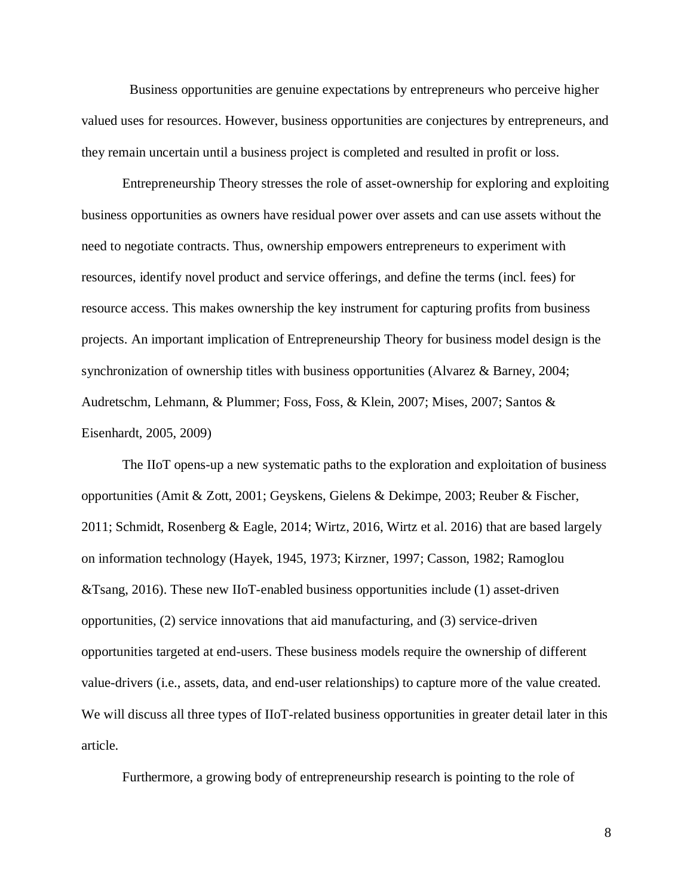Business opportunities are genuine expectations by entrepreneurs who perceive higher valued uses for resources. However, business opportunities are conjectures by entrepreneurs, and they remain uncertain until a business project is completed and resulted in profit or loss.

Entrepreneurship Theory stresses the role of asset-ownership for exploring and exploiting business opportunities as owners have residual power over assets and can use assets without the need to negotiate contracts. Thus, ownership empowers entrepreneurs to experiment with resources, identify novel product and service offerings, and define the terms (incl. fees) for resource access. This makes ownership the key instrument for capturing profits from business projects. An important implication of Entrepreneurship Theory for business model design is the synchronization of ownership titles with business opportunities (Alvarez & Barney, 2004; Audretschm, Lehmann, & Plummer; Foss, Foss, & Klein, 2007; Mises, 2007; Santos & Eisenhardt, 2005, 2009)

The IIoT opens-up a new systematic paths to the exploration and exploitation of business opportunities (Amit & Zott, 2001; Geyskens, Gielens & Dekimpe, 2003; Reuber & Fischer, 2011; Schmidt, Rosenberg & Eagle, 2014; Wirtz, 2016, Wirtz et al. 2016) that are based largely on information technology (Hayek, 1945, 1973; Kirzner, 1997; Casson, 1982; Ramoglou &Tsang, 2016). These new IIoT-enabled business opportunities include (1) asset-driven opportunities, (2) service innovations that aid manufacturing, and (3) service-driven opportunities targeted at end-users. These business models require the ownership of different value-drivers (i.e., assets, data, and end-user relationships) to capture more of the value created. We will discuss all three types of IIoT-related business opportunities in greater detail later in this article.

Furthermore, a growing body of entrepreneurship research is pointing to the role of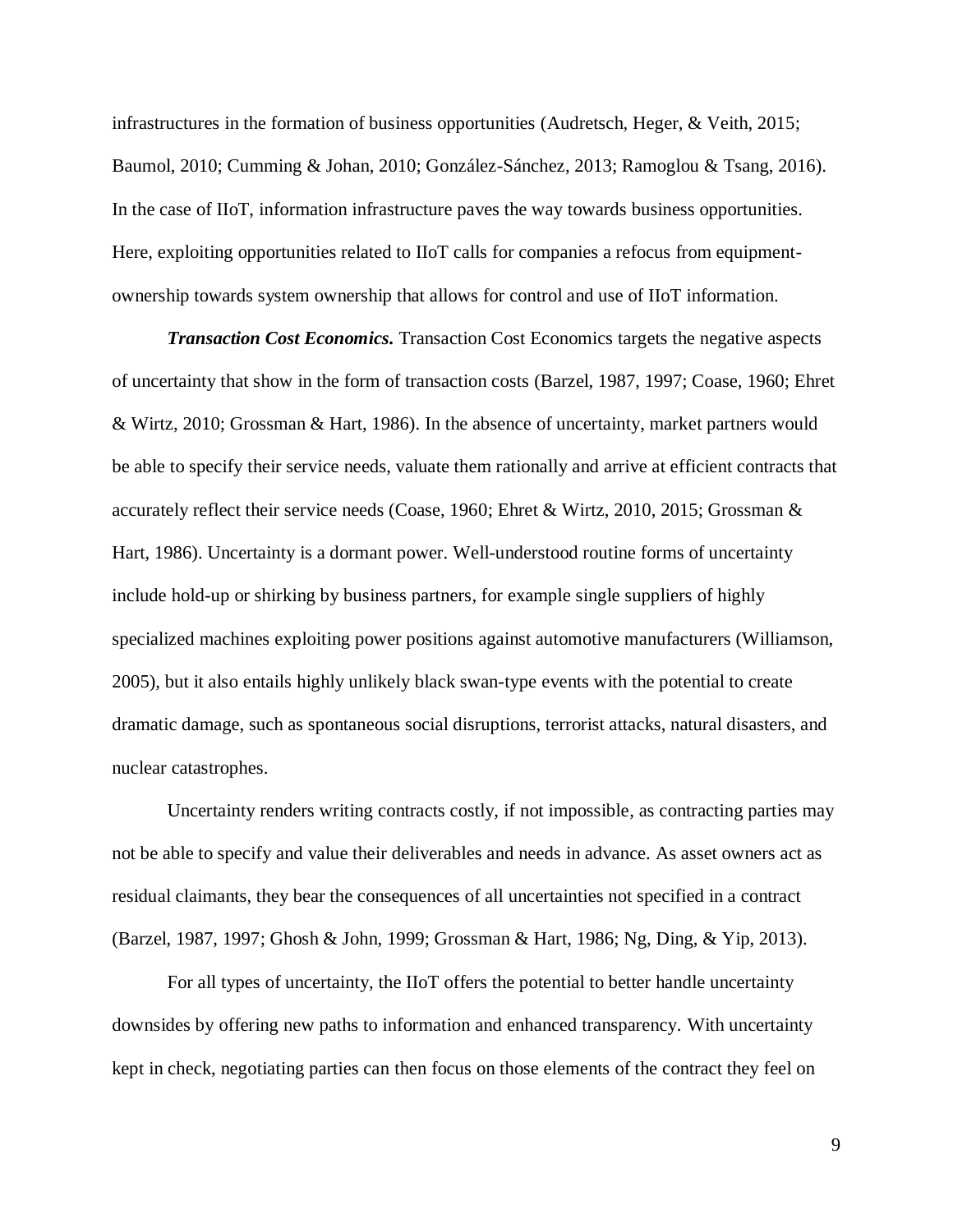infrastructures in the formation of business opportunities (Audretsch, Heger, & Veith, 2015; Baumol, 2010; Cumming & Johan, 2010; González-Sánchez, 2013; Ramoglou & Tsang, 2016). In the case of IIoT, information infrastructure paves the way towards business opportunities. Here, exploiting opportunities related to IIoT calls for companies a refocus from equipment-ownership towards system ownership that allows for control and use of IIoT information.

***Transaction Cost Economics.*** Transaction Cost Economics targets the negative aspects of uncertainty that show in the form of transaction costs (Barzel, 1987, 1997; Coase, 1960; Ehret & Wirtz, 2010; Grossman & Hart, 1986). In the absence of uncertainty, market partners would be able to specify their service needs, valuate them rationally and arrive at efficient contracts that accurately reflect their service needs (Coase, 1960; Ehret & Wirtz, 2010, 2015; Grossman & Hart, 1986). Uncertainty is a dormant power. Well-understood routine forms of uncertainty include hold-up or shirking by business partners, for example single suppliers of highly specialized machines exploiting power positions against automotive manufacturers (Williamson, 2005), but it also entails highly unlikely black swan-type events with the potential to create dramatic damage, such as spontaneous social disruptions, terrorist attacks, natural disasters, and nuclear catastrophes.

Uncertainty renders writing contracts costly, if not impossible, as contracting parties may not be able to specify and value their deliverables and needs in advance. As asset owners act as residual claimants, they bear the consequences of all uncertainties not specified in a contract (Barzel, 1987, 1997; Ghosh & John, 1999; Grossman & Hart, 1986; Ng, Ding, & Yip, 2013).

For all types of uncertainty, the IIoT offers the potential to better handle uncertainty downsides by offering new paths to information and enhanced transparency. With uncertainty kept in check, negotiating parties can then focus on those elements of the contract they feel on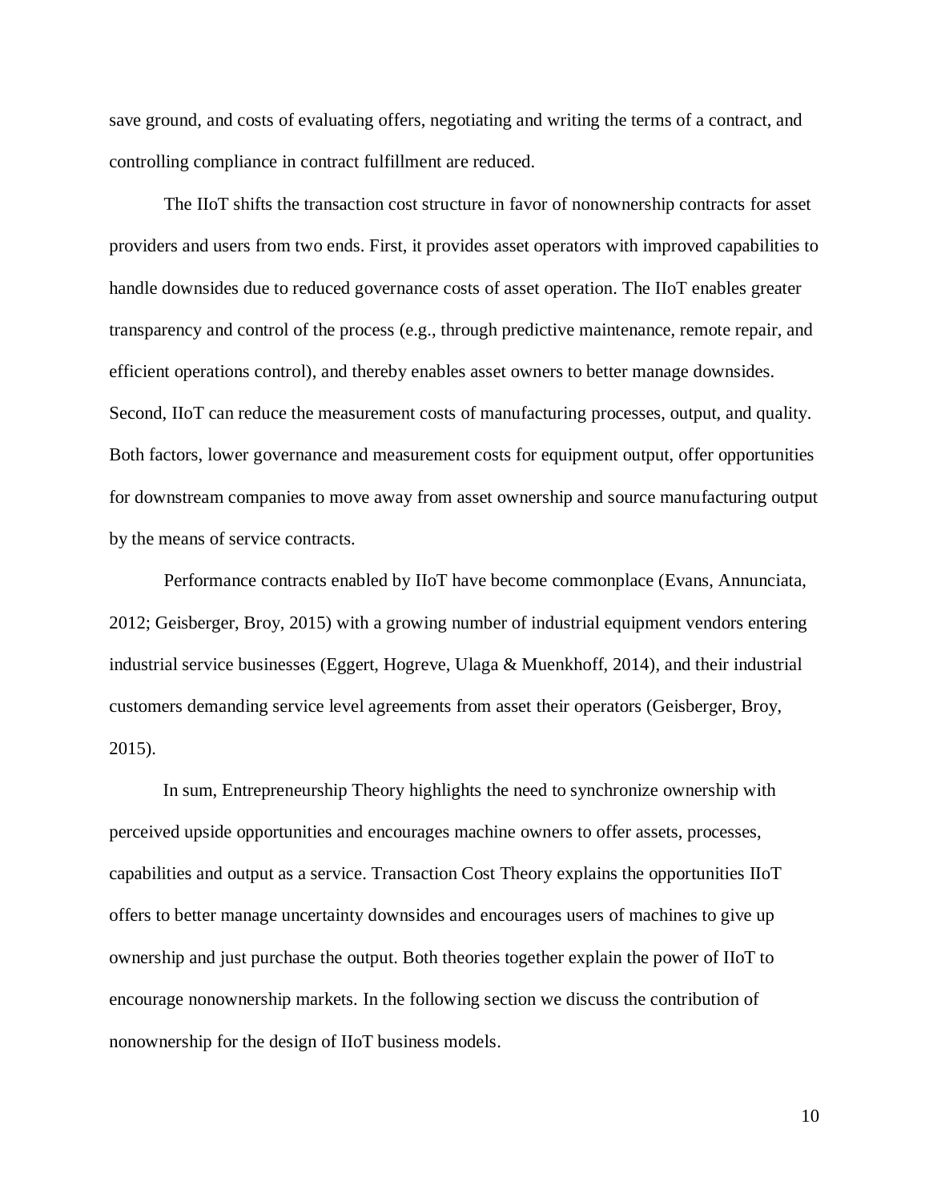save ground, and costs of evaluating offers, negotiating and writing the terms of a contract, and controlling compliance in contract fulfillment are reduced.

The IIoT shifts the transaction cost structure in favor of nonownership contracts for asset providers and users from two ends. First, it provides asset operators with improved capabilities to handle downsides due to reduced governance costs of asset operation. The IIoT enables greater transparency and control of the process (e.g., through predictive maintenance, remote repair, and efficient operations control), and thereby enables asset owners to better manage downsides. Second, IIoT can reduce the measurement costs of manufacturing processes, output, and quality. Both factors, lower governance and measurement costs for equipment output, offer opportunities for downstream companies to move away from asset ownership and source manufacturing output by the means of service contracts.

Performance contracts enabled by IIoT have become commonplace (Evans, Annunciata, 2012; Geisberger, Broy, 2015) with a growing number of industrial equipment vendors entering industrial service businesses (Eggert, Hogreve, Ulaga & Muenkhoff, 2014), and their industrial customers demanding service level agreements from asset their operators (Geisberger, Broy, 2015).

In sum, Entrepreneurship Theory highlights the need to synchronize ownership with perceived upside opportunities and encourages machine owners to offer assets, processes, capabilities and output as a service. Transaction Cost Theory explains the opportunities IIoT offers to better manage uncertainty downsides and encourages users of machines to give up ownership and just purchase the output. Both theories together explain the power of IIoT to encourage nonownership markets. In the following section we discuss the contribution of nonownership for the design of IIoT business models.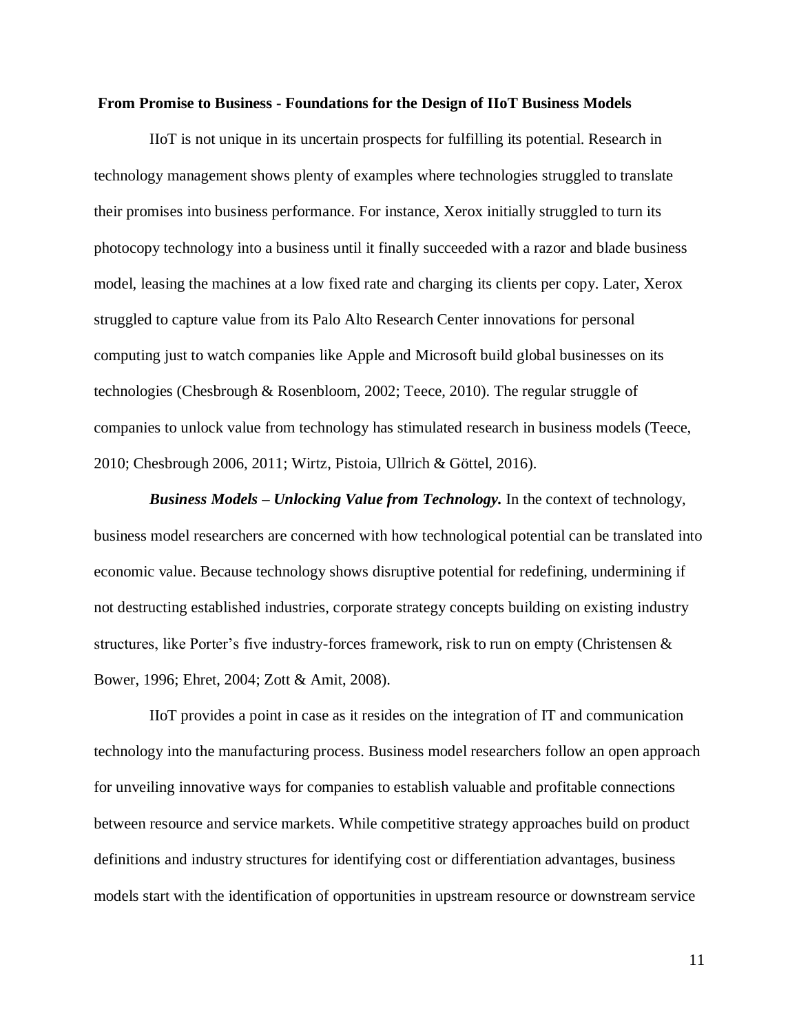## From Promise to Business - Foundations for the Design of IIoT Business Models

IIoT is not unique in its uncertain prospects for fulfilling its potential. Research in technology management shows plenty of examples where technologies struggled to translate their promises into business performance. For instance, Xerox initially struggled to turn its photocopy technology into a business until it finally succeeded with a razor and blade business model, leasing the machines at a low fixed rate and charging its clients per copy. Later, Xerox struggled to capture value from its Palo Alto Research Center innovations for personal computing just to watch companies like Apple and Microsoft build global businesses on its technologies (Chesbrough & Rosenbloom, 2002; Teece, 2010). The regular struggle of companies to unlock value from technology has stimulated research in business models (Teece, 2010; Chesbrough 2006, 2011; Wirtz, Pistoia, Ullrich & Göttel, 2016).

***Business Models – Unlocking Value from Technology.*** In the context of technology, business model researchers are concerned with how technological potential can be translated into economic value. Because technology shows disruptive potential for redefining, undermining if not destructing established industries, corporate strategy concepts building on existing industry structures, like Porter's five industry-forces framework, risk to run on empty (Christensen & Bower, 1996; Ehret, 2004; Zott & Amit, 2008).

IIoT provides a point in case as it resides on the integration of IT and communication technology into the manufacturing process. Business model researchers follow an open approach for unveiling innovative ways for companies to establish valuable and profitable connections between resource and service markets. While competitive strategy approaches build on product definitions and industry structures for identifying cost or differentiation advantages, business models start with the identification of opportunities in upstream resource or downstream service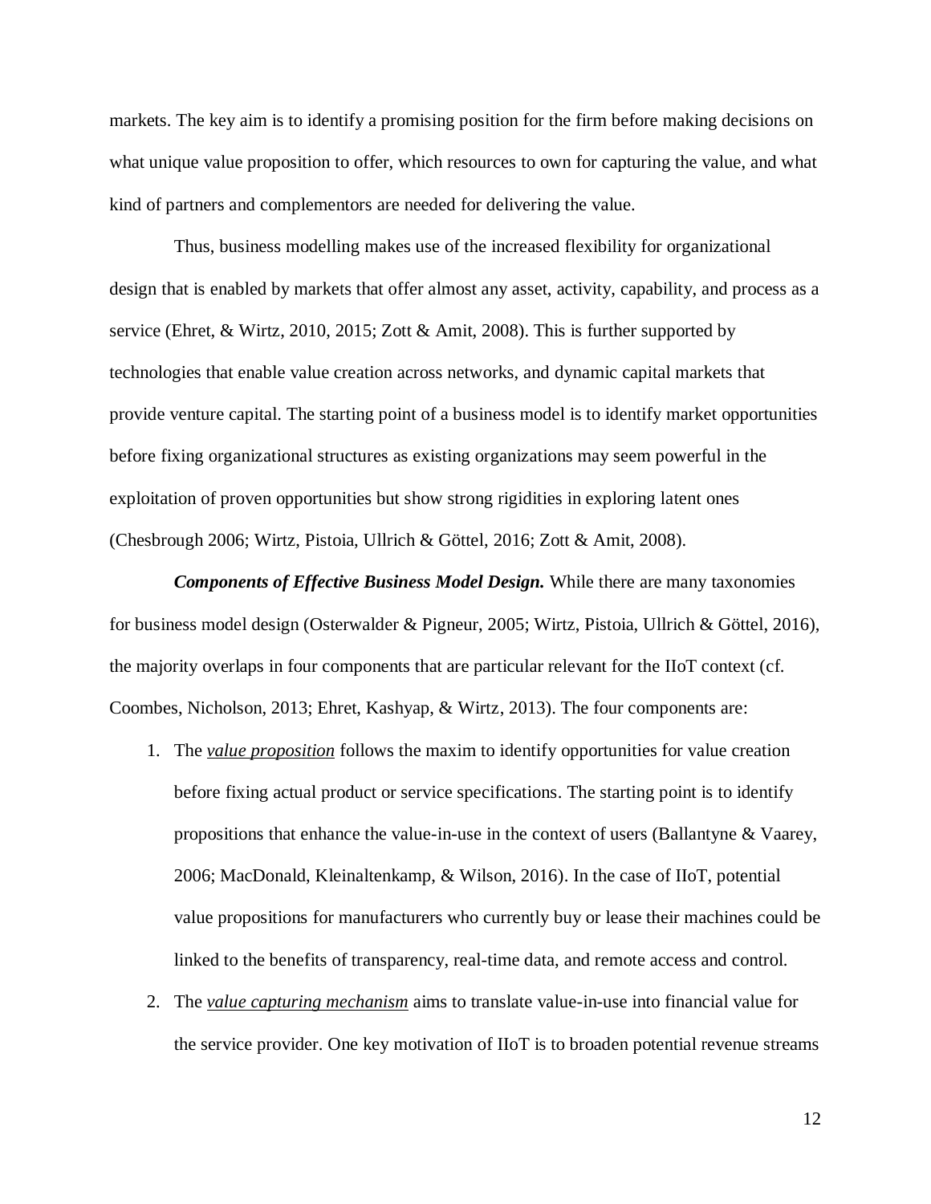markets. The key aim is to identify a promising position for the firm before making decisions on what unique value proposition to offer, which resources to own for capturing the value, and what kind of partners and complementors are needed for delivering the value.

Thus, business modelling makes use of the increased flexibility for organizational design that is enabled by markets that offer almost any asset, activity, capability, and process as a service (Ehret, & Wirtz, 2010, 2015; Zott & Amit, 2008). This is further supported by technologies that enable value creation across networks, and dynamic capital markets that provide venture capital. The starting point of a business model is to identify market opportunities before fixing organizational structures as existing organizations may seem powerful in the exploitation of proven opportunities but show strong rigidities in exploring latent ones (Chesbrough 2006; Wirtz, Pistoia, Ullrich & Göttel, 2016; Zott & Amit, 2008).

***Components of Effective Business Model Design.*** While there are many taxonomies for business model design (Osterwalder & Pigneur, 2005; Wirtz, Pistoia, Ullrich & Göttel, 2016), the majority overlaps in four components that are particular relevant for the IIoT context (cf. Coombes, Nicholson, 2013; Ehret, Kashyap, & Wirtz, 2013). The four components are:

1. The *value proposition* follows the maxim to identify opportunities for value creation before fixing actual product or service specifications. The starting point is to identify propositions that enhance the value-in-use in the context of users (Ballantyne & Vaarey, 2006; MacDonald, Kleinaltenkamp, & Wilson, 2016). In the case of IIoT, potential value propositions for manufacturers who currently buy or lease their machines could be linked to the benefits of transparency, real-time data, and remote access and control.
2. The *value capturing mechanism* aims to translate value-in-use into financial value for the service provider. One key motivation of IIoT is to broaden potential revenue streams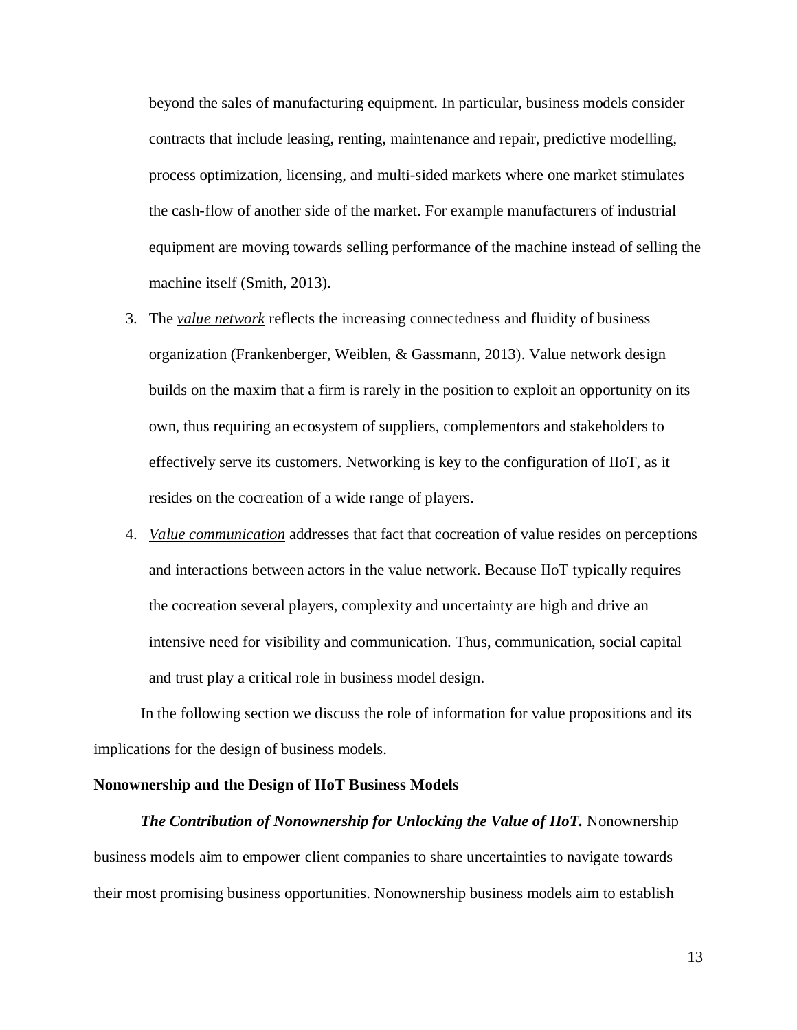beyond the sales of manufacturing equipment. In particular, business models consider contracts that include leasing, renting, maintenance and repair, predictive modelling, process optimization, licensing, and multi-sided markets where one market stimulates the cash-flow of another side of the market. For example manufacturers of industrial equipment are moving towards selling performance of the machine instead of selling the machine itself (Smith, 2013).

3. The ***value network*** reflects the increasing connectedness and fluidity of business organization (Frankenberger, Weiblen, & Gassmann, 2013). Value network design builds on the maxim that a firm is rarely in the position to exploit an opportunity on its own, thus requiring an ecosystem of suppliers, complementors and stakeholders to effectively serve its customers. Networking is key to the configuration of IIoT, as it resides on the cocreation of a wide range of players.
4. ***Value communication*** addresses that fact that cocreation of value resides on perceptions and interactions between actors in the value network. Because IIoT typically requires the cocreation several players, complexity and uncertainty are high and drive an intensive need for visibility and communication. Thus, communication, social capital and trust play a critical role in business model design.

In the following section we discuss the role of information for value propositions and its implications for the design of business models.

**Nonownership and the Design of IIoT Business Models**

***The Contribution of Nonownership for Unlocking the Value of IIoT.*** Nonownership business models aim to empower client companies to share uncertainties to navigate towards their most promising business opportunities. Nonownership business models aim to establish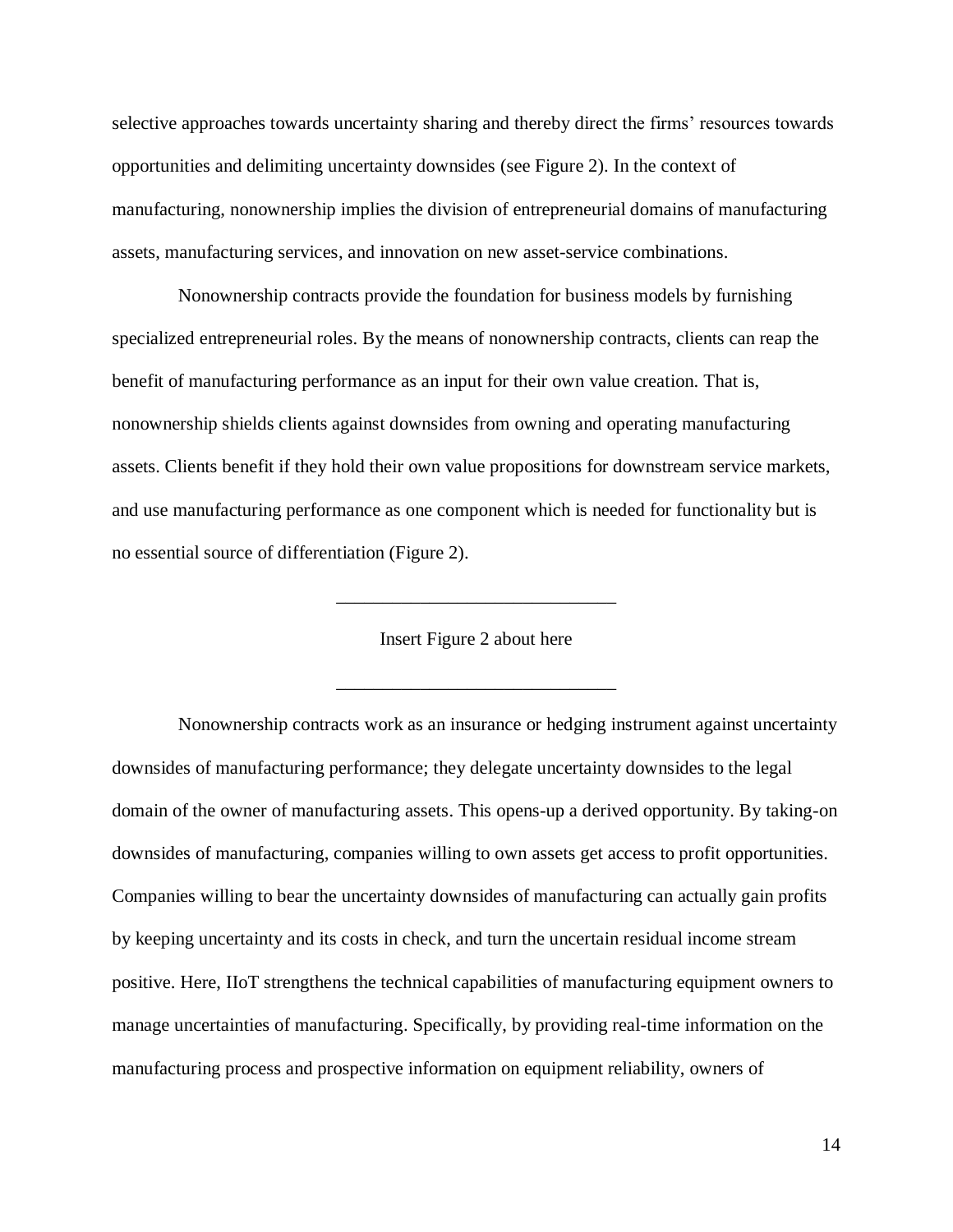selective approaches towards uncertainty sharing and thereby direct the firms' resources towards opportunities and delimiting uncertainty downsides (see Figure 2). In the context of manufacturing, nonownership implies the division of entrepreneurial domains of manufacturing assets, manufacturing services, and innovation on new asset-service combinations.

Nonownership contracts provide the foundation for business models by furnishing specialized entrepreneurial roles. By the means of nonownership contracts, clients can reap the benefit of manufacturing performance as an input for their own value creation. That is, nonownership shields clients against downsides from owning and operating manufacturing assets. Clients benefit if they hold their own value propositions for downstream service markets, and use manufacturing performance as one component which is needed for functionality but is no essential source of differentiation (Figure 2).

______________________________

Insert Figure 2 about here

______________________________

Nonownership contracts work as an insurance or hedging instrument against uncertainty downsides of manufacturing performance; they delegate uncertainty downsides to the legal domain of the owner of manufacturing assets. This opens-up a derived opportunity. By taking-on downsides of manufacturing, companies willing to own assets get access to profit opportunities. Companies willing to bear the uncertainty downsides of manufacturing can actually gain profits by keeping uncertainty and its costs in check, and turn the uncertain residual income stream positive. Here, IIoT strengthens the technical capabilities of manufacturing equipment owners to manage uncertainties of manufacturing. Specifically, by providing real-time information on the manufacturing process and prospective information on equipment reliability, owners of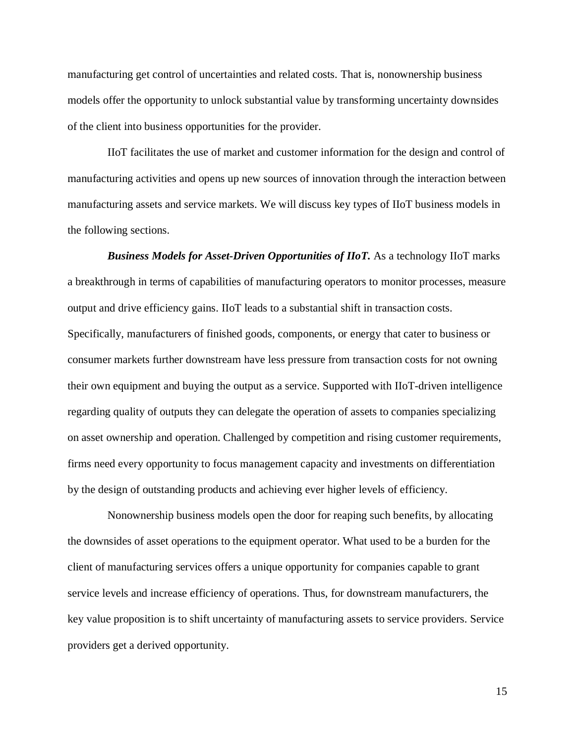manufacturing get control of uncertainties and related costs. That is, nonownership business models offer the opportunity to unlock substantial value by transforming uncertainty downsides of the client into business opportunities for the provider.

IIoT facilitates the use of market and customer information for the design and control of manufacturing activities and opens up new sources of innovation through the interaction between manufacturing assets and service markets. We will discuss key types of IIoT business models in the following sections.

***Business Models for Asset-Driven Opportunities of IIoT.*** As a technology IIoT marks a breakthrough in terms of capabilities of manufacturing operators to monitor processes, measure output and drive efficiency gains. IIoT leads to a substantial shift in transaction costs. Specifically, manufacturers of finished goods, components, or energy that cater to business or consumer markets further downstream have less pressure from transaction costs for not owning their own equipment and buying the output as a service. Supported with IIoT-driven intelligence regarding quality of outputs they can delegate the operation of assets to companies specializing on asset ownership and operation. Challenged by competition and rising customer requirements, firms need every opportunity to focus management capacity and investments on differentiation by the design of outstanding products and achieving ever higher levels of efficiency.

Nonownership business models open the door for reaping such benefits, by allocating the downsides of asset operations to the equipment operator. What used to be a burden for the client of manufacturing services offers a unique opportunity for companies capable to grant service levels and increase efficiency of operations. Thus, for downstream manufacturers, the key value proposition is to shift uncertainty of manufacturing assets to service providers. Service providers get a derived opportunity.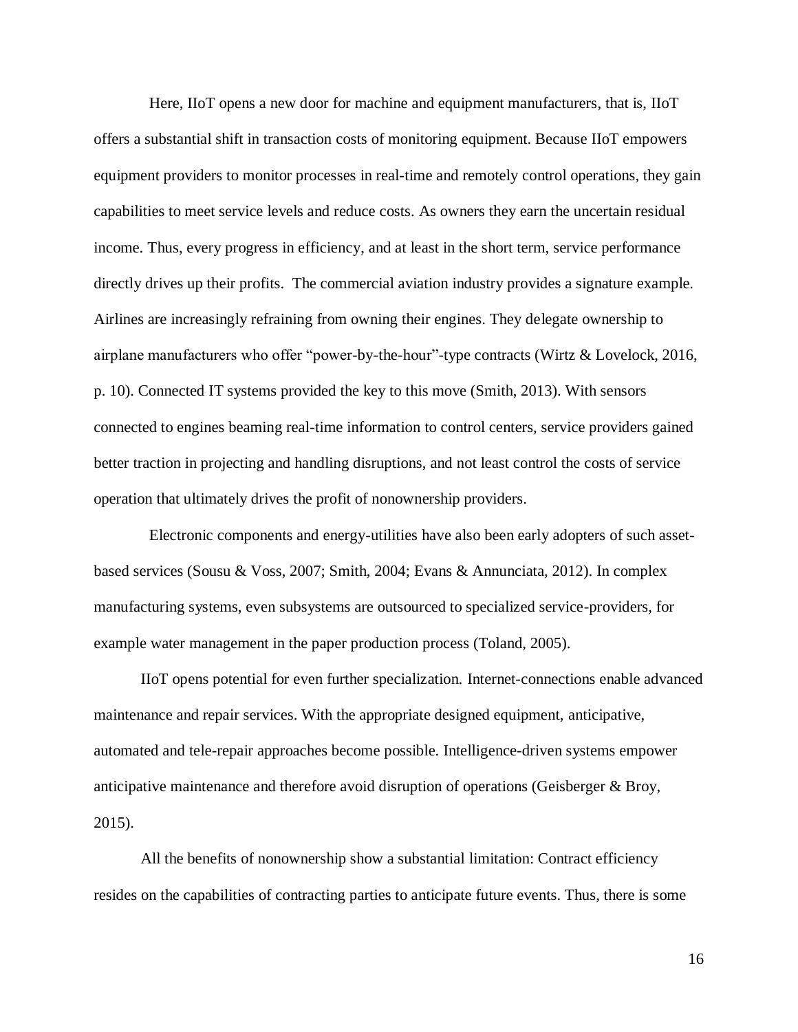Here, IIoT opens a new door for machine and equipment manufacturers, that is, IIoT offers a substantial shift in transaction costs of monitoring equipment. Because IIoT empowers equipment providers to monitor processes in real-time and remotely control operations, they gain capabilities to meet service levels and reduce costs. As owners they earn the uncertain residual income. Thus, every progress in efficiency, and at least in the short term, service performance directly drives up their profits. The commercial aviation industry provides a signature example. Airlines are increasingly refraining from owning their engines. They delegate ownership to airplane manufacturers who offer "power-by-the-hour"-type contracts (Wirtz & Lovelock, 2016, p. 10). Connected IT systems provided the key to this move (Smith, 2013). With sensors connected to engines beaming real-time information to control centers, service providers gained better traction in projecting and handling disruptions, and not least control the costs of service operation that ultimately drives the profit of nonownership providers.

Electronic components and energy-utilities have also been early adopters of such asset-based services (Sousu & Voss, 2007; Smith, 2004; Evans & Annunciata, 2012). In complex manufacturing systems, even subsystems are outsourced to specialized service-providers, for example water management in the paper production process (Toland, 2005).

IIoT opens potential for even further specialization. Internet-connections enable advanced maintenance and repair services. With the appropriate designed equipment, anticipative, automated and tele-repair approaches become possible. Intelligence-driven systems empower anticipative maintenance and therefore avoid disruption of operations (Geisberger & Broy, 2015).

All the benefits of nonownership show a substantial limitation: Contract efficiency resides on the capabilities of contracting parties to anticipate future events. Thus, there is some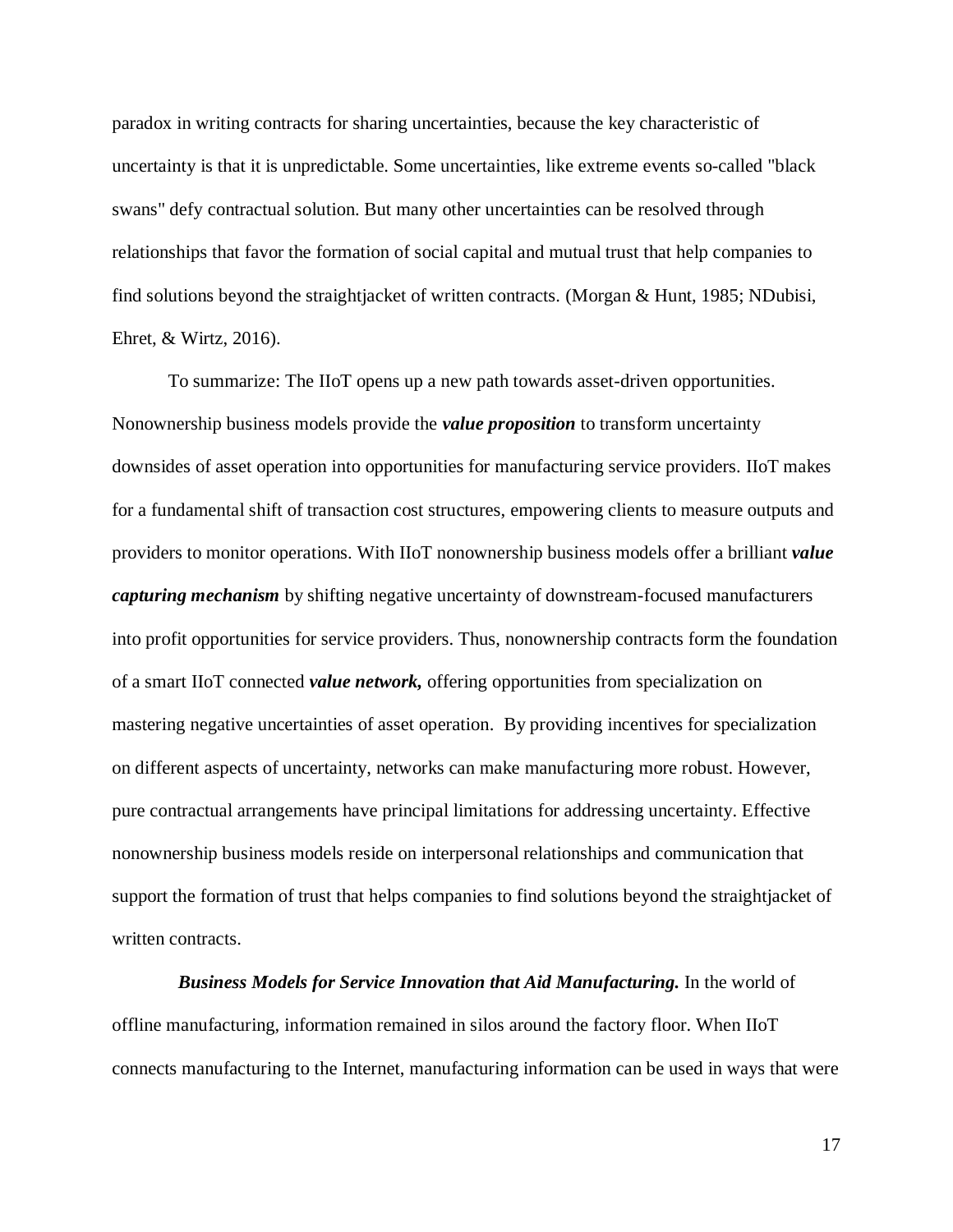paradox in writing contracts for sharing uncertainties, because the key characteristic of uncertainty is that it is unpredictable. Some uncertainties, like extreme events so-called "black swans" defy contractual solution. But many other uncertainties can be resolved through relationships that favor the formation of social capital and mutual trust that help companies to find solutions beyond the straightjacket of written contracts. (Morgan & Hunt, 1985; NDubisi, Ehret, & Wirtz, 2016).

To summarize: The IIoT opens up a new path towards asset-driven opportunities. Nonownership business models provide the ***value proposition*** to transform uncertainty downsides of asset operation into opportunities for manufacturing service providers. IIoT makes for a fundamental shift of transaction cost structures, empowering clients to measure outputs and providers to monitor operations. With IIoT nonownership business models offer a brilliant ***value capturing mechanism*** by shifting negative uncertainty of downstream-focused manufacturers into profit opportunities for service providers. Thus, nonownership contracts form the foundation of a smart IIoT connected ***value network,*** offering opportunities from specialization on mastering negative uncertainties of asset operation. By providing incentives for specialization on different aspects of uncertainty, networks can make manufacturing more robust. However, pure contractual arrangements have principal limitations for addressing uncertainty. Effective nonownership business models reside on interpersonal relationships and communication that support the formation of trust that helps companies to find solutions beyond the straightjacket of written contracts.

***Business Models for Service Innovation that Aid Manufacturing.*** In the world of offline manufacturing, information remained in silos around the factory floor. When IIoT connects manufacturing to the Internet, manufacturing information can be used in ways that were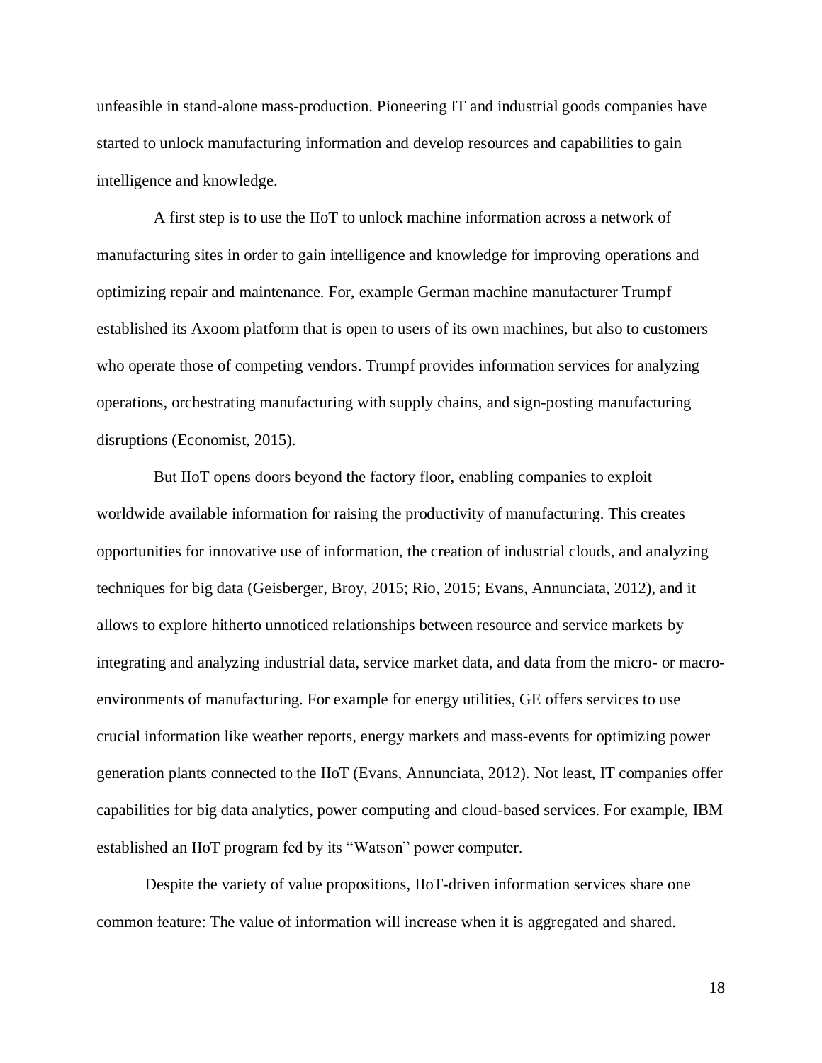unfeasible in stand-alone mass-production. Pioneering IT and industrial goods companies have started to unlock manufacturing information and develop resources and capabilities to gain intelligence and knowledge.

A first step is to use the IIoT to unlock machine information across a network of manufacturing sites in order to gain intelligence and knowledge for improving operations and optimizing repair and maintenance. For, example German machine manufacturer Trumpf established its Axoom platform that is open to users of its own machines, but also to customers who operate those of competing vendors. Trumpf provides information services for analyzing operations, orchestrating manufacturing with supply chains, and sign-posting manufacturing disruptions (Economist, 2015).

But IIoT opens doors beyond the factory floor, enabling companies to exploit worldwide available information for raising the productivity of manufacturing. This creates opportunities for innovative use of information, the creation of industrial clouds, and analyzing techniques for big data (Geisberger, Broy, 2015; Rio, 2015; Evans, Annunciata, 2012), and it allows to explore hitherto unnoticed relationships between resource and service markets by integrating and analyzing industrial data, service market data, and data from the micro- or macro-environments of manufacturing. For example for energy utilities, GE offers services to use crucial information like weather reports, energy markets and mass-events for optimizing power generation plants connected to the IIoT (Evans, Annunciata, 2012). Not least, IT companies offer capabilities for big data analytics, power computing and cloud-based services. For example, IBM established an IIoT program fed by its "Watson" power computer.

Despite the variety of value propositions, IIoT-driven information services share one common feature: The value of information will increase when it is aggregated and shared.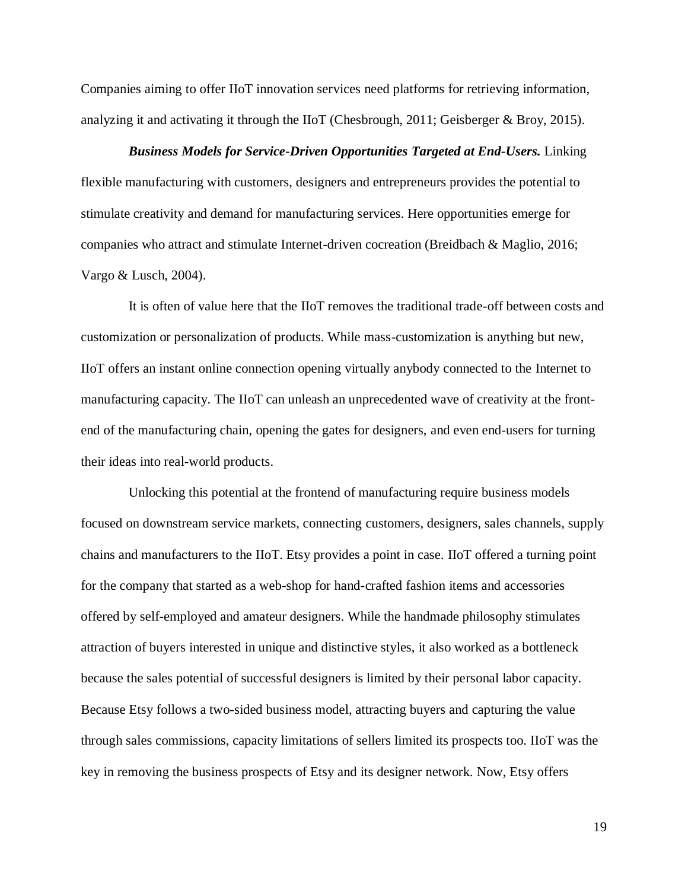Companies aiming to offer IIoT innovation services need platforms for retrieving information, analyzing it and activating it through the IIoT (Chesbrough, 2011; Geisberger & Broy, 2015).

***Business Models for Service-Driven Opportunities Targeted at End-Users.*** Linking flexible manufacturing with customers, designers and entrepreneurs provides the potential to stimulate creativity and demand for manufacturing services. Here opportunities emerge for companies who attract and stimulate Internet-driven cocreation (Breidbach & Maglio, 2016; Vargo & Lusch, 2004).

It is often of value here that the IIoT removes the traditional trade-off between costs and customization or personalization of products. While mass-customization is anything but new, IIoT offers an instant online connection opening virtually anybody connected to the Internet to manufacturing capacity. The IIoT can unleash an unprecedented wave of creativity at the front-end of the manufacturing chain, opening the gates for designers, and even end-users for turning their ideas into real-world products.

Unlocking this potential at the frontend of manufacturing require business models focused on downstream service markets, connecting customers, designers, sales channels, supply chains and manufacturers to the IIoT. Etsy provides a point in case. IIoT offered a turning point for the company that started as a web-shop for hand-crafted fashion items and accessories offered by self-employed and amateur designers. While the handmade philosophy stimulates attraction of buyers interested in unique and distinctive styles, it also worked as a bottleneck because the sales potential of successful designers is limited by their personal labor capacity. Because Etsy follows a two-sided business model, attracting buyers and capturing the value through sales commissions, capacity limitations of sellers limited its prospects too. IIoT was the key in removing the business prospects of Etsy and its designer network. Now, Etsy offers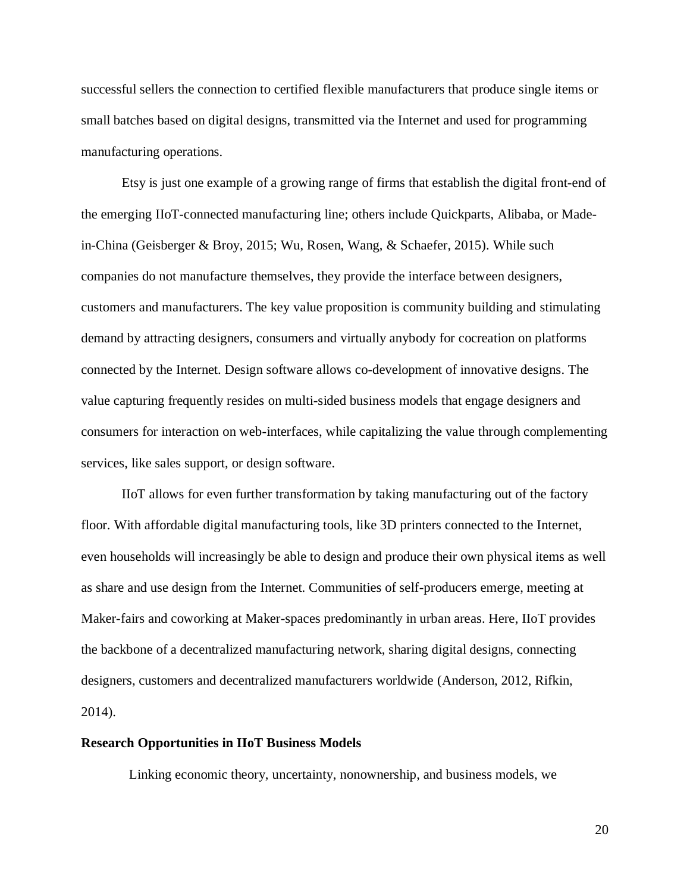successful sellers the connection to certified flexible manufacturers that produce single items or small batches based on digital designs, transmitted via the Internet and used for programming manufacturing operations.

Etsy is just one example of a growing range of firms that establish the digital front-end of the emerging IIoT-connected manufacturing line; others include Quickparts, Alibaba, or Made-in-China (Geisberger & Broy, 2015; Wu, Rosen, Wang, & Schaefer, 2015). While such companies do not manufacture themselves, they provide the interface between designers, customers and manufacturers. The key value proposition is community building and stimulating demand by attracting designers, consumers and virtually anybody for cocreation on platforms connected by the Internet. Design software allows co-development of innovative designs. The value capturing frequently resides on multi-sided business models that engage designers and consumers for interaction on web-interfaces, while capitalizing the value through complementing services, like sales support, or design software.

IIoT allows for even further transformation by taking manufacturing out of the factory floor. With affordable digital manufacturing tools, like 3D printers connected to the Internet, even households will increasingly be able to design and produce their own physical items as well as share and use design from the Internet. Communities of self-producers emerge, meeting at Maker-fairs and coworking at Maker-spaces predominantly in urban areas. Here, IIoT provides the backbone of a decentralized manufacturing network, sharing digital designs, connecting designers, customers and decentralized manufacturers worldwide (Anderson, 2012, Rifkin, 2014).

**Research Opportunities in IIoT Business Models**

Linking economic theory, uncertainty, nonownership, and business models, we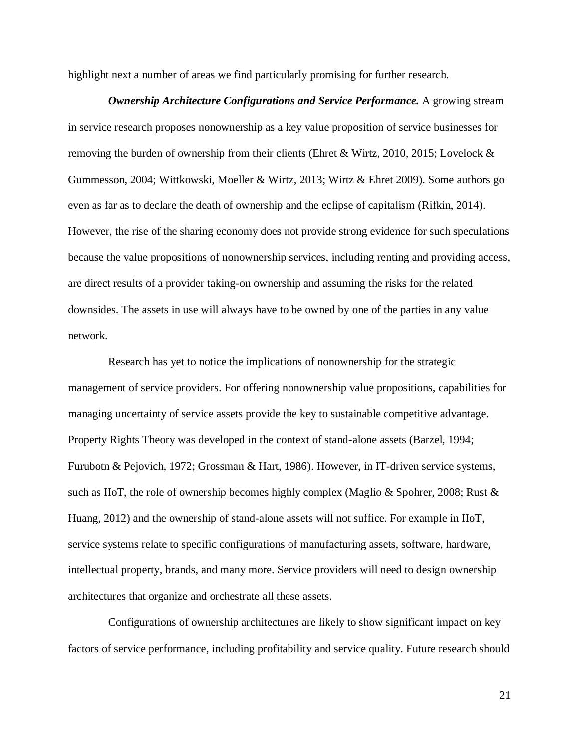highlight next a number of areas we find particularly promising for further research.

***Ownership Architecture Configurations and Service Performance.*** A growing stream in service research proposes nonownership as a key value proposition of service businesses for removing the burden of ownership from their clients (Ehret & Wirtz, 2010, 2015; Lovelock & Gummesson, 2004; Wittkowski, Moeller & Wirtz, 2013; Wirtz & Ehret 2009). Some authors go even as far as to declare the death of ownership and the eclipse of capitalism (Rifkin, 2014). However, the rise of the sharing economy does not provide strong evidence for such speculations because the value propositions of nonownership services, including renting and providing access, are direct results of a provider taking-on ownership and assuming the risks for the related downsides. The assets in use will always have to be owned by one of the parties in any value network.

Research has yet to notice the implications of nonownership for the strategic management of service providers. For offering nonownership value propositions, capabilities for managing uncertainty of service assets provide the key to sustainable competitive advantage. Property Rights Theory was developed in the context of stand-alone assets (Barzel, 1994; Furubotn & Pejovich, 1972; Grossman & Hart, 1986). However, in IT-driven service systems, such as IIoT, the role of ownership becomes highly complex (Maglio & Spohrer, 2008; Rust & Huang, 2012) and the ownership of stand-alone assets will not suffice. For example in IIoT, service systems relate to specific configurations of manufacturing assets, software, hardware, intellectual property, brands, and many more. Service providers will need to design ownership architectures that organize and orchestrate all these assets.

Configurations of ownership architectures are likely to show significant impact on key factors of service performance, including profitability and service quality. Future research should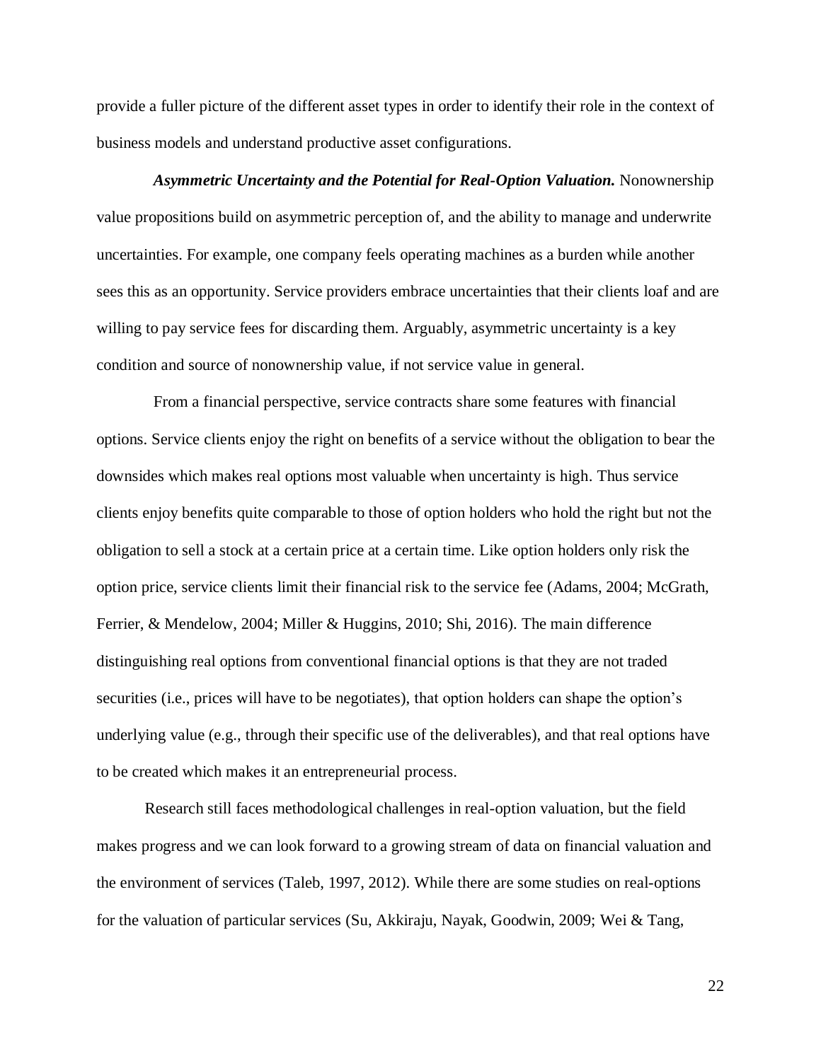provide a fuller picture of the different asset types in order to identify their role in the context of business models and understand productive asset configurations.

***Asymmetric Uncertainty and the Potential for Real-Option Valuation.*** Nonownership value propositions build on asymmetric perception of, and the ability to manage and underwrite uncertainties. For example, one company feels operating machines as a burden while another sees this as an opportunity. Service providers embrace uncertainties that their clients loaf and are willing to pay service fees for discarding them. Arguably, asymmetric uncertainty is a key condition and source of nonownership value, if not service value in general.

From a financial perspective, service contracts share some features with financial options. Service clients enjoy the right on benefits of a service without the obligation to bear the downsides which makes real options most valuable when uncertainty is high. Thus service clients enjoy benefits quite comparable to those of option holders who hold the right but not the obligation to sell a stock at a certain price at a certain time. Like option holders only risk the option price, service clients limit their financial risk to the service fee (Adams, 2004; McGrath, Ferrier, & Mendelow, 2004; Miller & Huggins, 2010; Shi, 2016). The main difference distinguishing real options from conventional financial options is that they are not traded securities (i.e., prices will have to be negotiates), that option holders can shape the option's underlying value (e.g., through their specific use of the deliverables), and that real options have to be created which makes it an entrepreneurial process.

Research still faces methodological challenges in real-option valuation, but the field makes progress and we can look forward to a growing stream of data on financial valuation and the environment of services (Taleb, 1997, 2012). While there are some studies on real-options for the valuation of particular services (Su, Akkiraju, Nayak, Goodwin, 2009; Wei & Tang,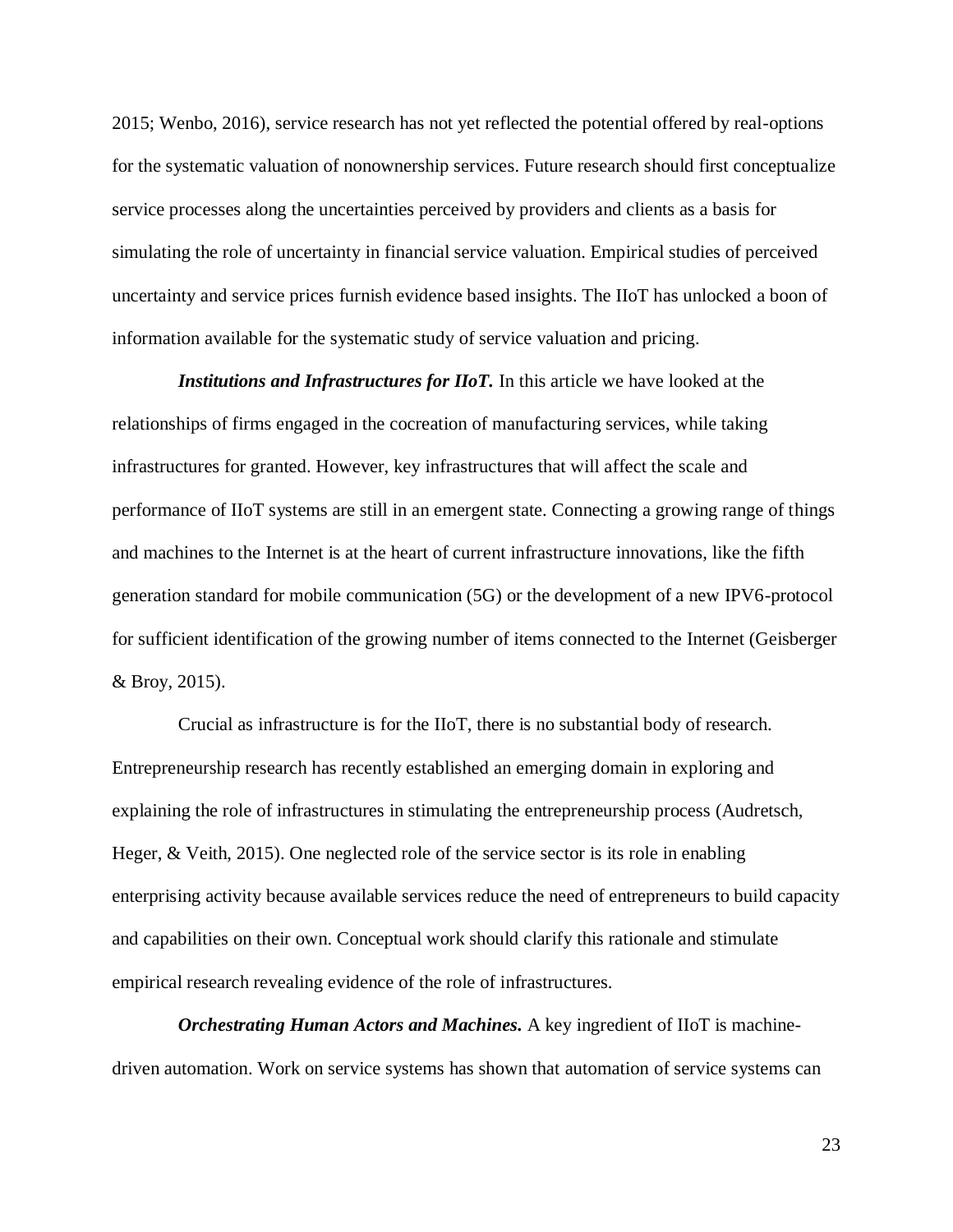2015; Wenbo, 2016), service research has not yet reflected the potential offered by real-options for the systematic valuation of nonownership services. Future research should first conceptualize service processes along the uncertainties perceived by providers and clients as a basis for simulating the role of uncertainty in financial service valuation. Empirical studies of perceived uncertainty and service prices furnish evidence based insights. The IIoT has unlocked a boon of information available for the systematic study of service valuation and pricing.

***Institutions and Infrastructures for IIoT.*** In this article we have looked at the relationships of firms engaged in the cocreation of manufacturing services, while taking infrastructures for granted. However, key infrastructures that will affect the scale and performance of IIoT systems are still in an emergent state. Connecting a growing range of things and machines to the Internet is at the heart of current infrastructure innovations, like the fifth generation standard for mobile communication (5G) or the development of a new IPV6-protocol for sufficient identification of the growing number of items connected to the Internet (Geisberger & Broy, 2015).

Crucial as infrastructure is for the IIoT, there is no substantial body of research. Entrepreneurship research has recently established an emerging domain in exploring and explaining the role of infrastructures in stimulating the entrepreneurship process (Audretsch, Heger, & Veith, 2015). One neglected role of the service sector is its role in enabling enterprising activity because available services reduce the need of entrepreneurs to build capacity and capabilities on their own. Conceptual work should clarify this rationale and stimulate empirical research revealing evidence of the role of infrastructures.

***Orchestrating Human Actors and Machines.*** A key ingredient of IIoT is machine-driven automation. Work on service systems has shown that automation of service systems can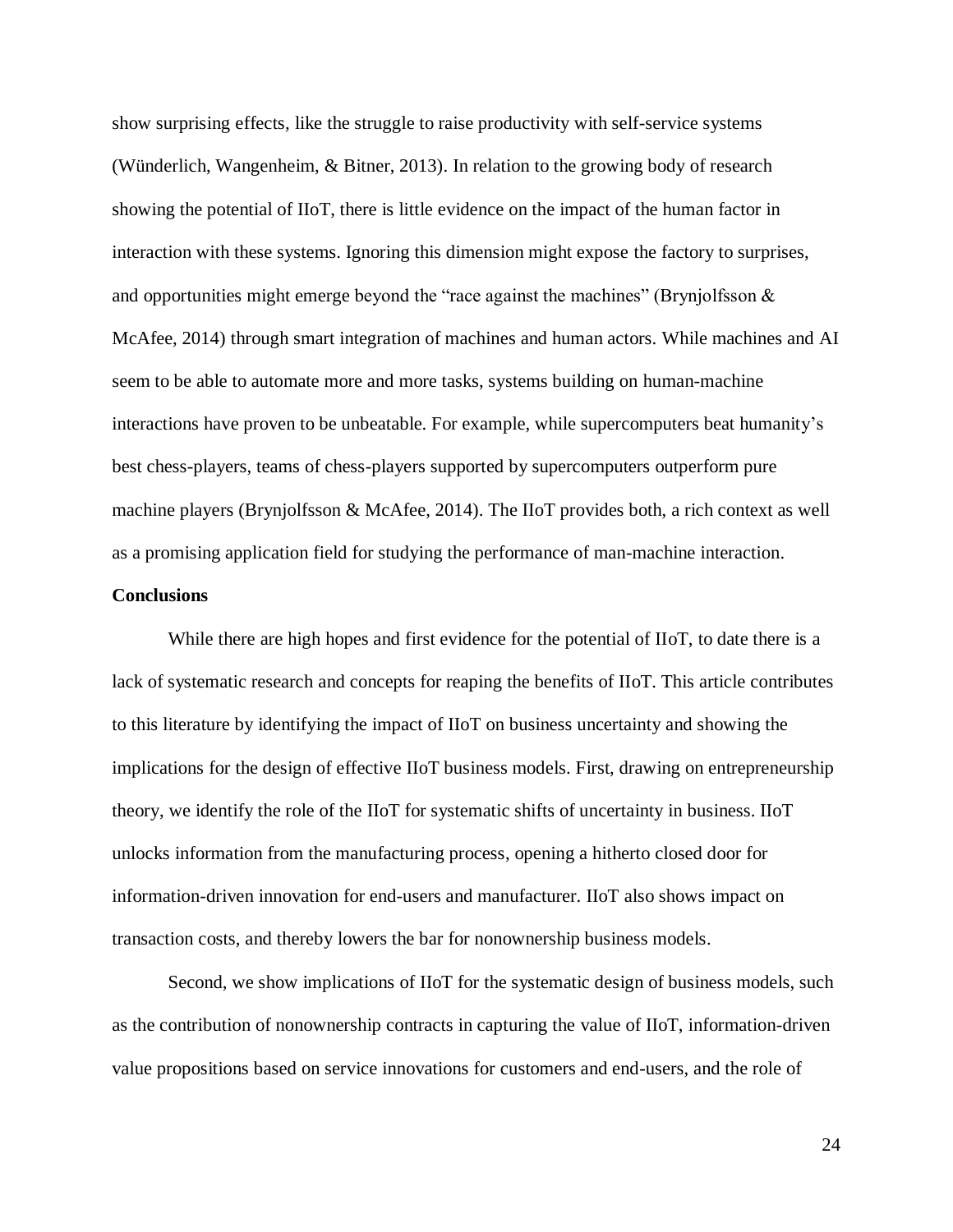show surprising effects, like the struggle to raise productivity with self-service systems (Wünderlich, Wangenheim, & Bitner, 2013). In relation to the growing body of research showing the potential of IIoT, there is little evidence on the impact of the human factor in interaction with these systems. Ignoring this dimension might expose the factory to surprises, and opportunities might emerge beyond the "race against the machines" (Brynjolfsson & McAfee, 2014) through smart integration of machines and human actors. While machines and AI seem to be able to automate more and more tasks, systems building on human-machine interactions have proven to be unbeatable. For example, while supercomputers beat humanity's best chess-players, teams of chess-players supported by supercomputers outperform pure machine players (Brynjolfsson & McAfee, 2014). The IIoT provides both, a rich context as well as a promising application field for studying the performance of man-machine interaction.

## Conclusions

While there are high hopes and first evidence for the potential of IIoT, to date there is a lack of systematic research and concepts for reaping the benefits of IIoT. This article contributes to this literature by identifying the impact of IIoT on business uncertainty and showing the implications for the design of effective IIoT business models. First, drawing on entrepreneurship theory, we identify the role of the IIoT for systematic shifts of uncertainty in business. IIoT unlocks information from the manufacturing process, opening a hitherto closed door for information-driven innovation for end-users and manufacturer. IIoT also shows impact on transaction costs, and thereby lowers the bar for nonownership business models.

Second, we show implications of IIoT for the systematic design of business models, such as the contribution of nonownership contracts in capturing the value of IIoT, information-driven value propositions based on service innovations for customers and end-users, and the role of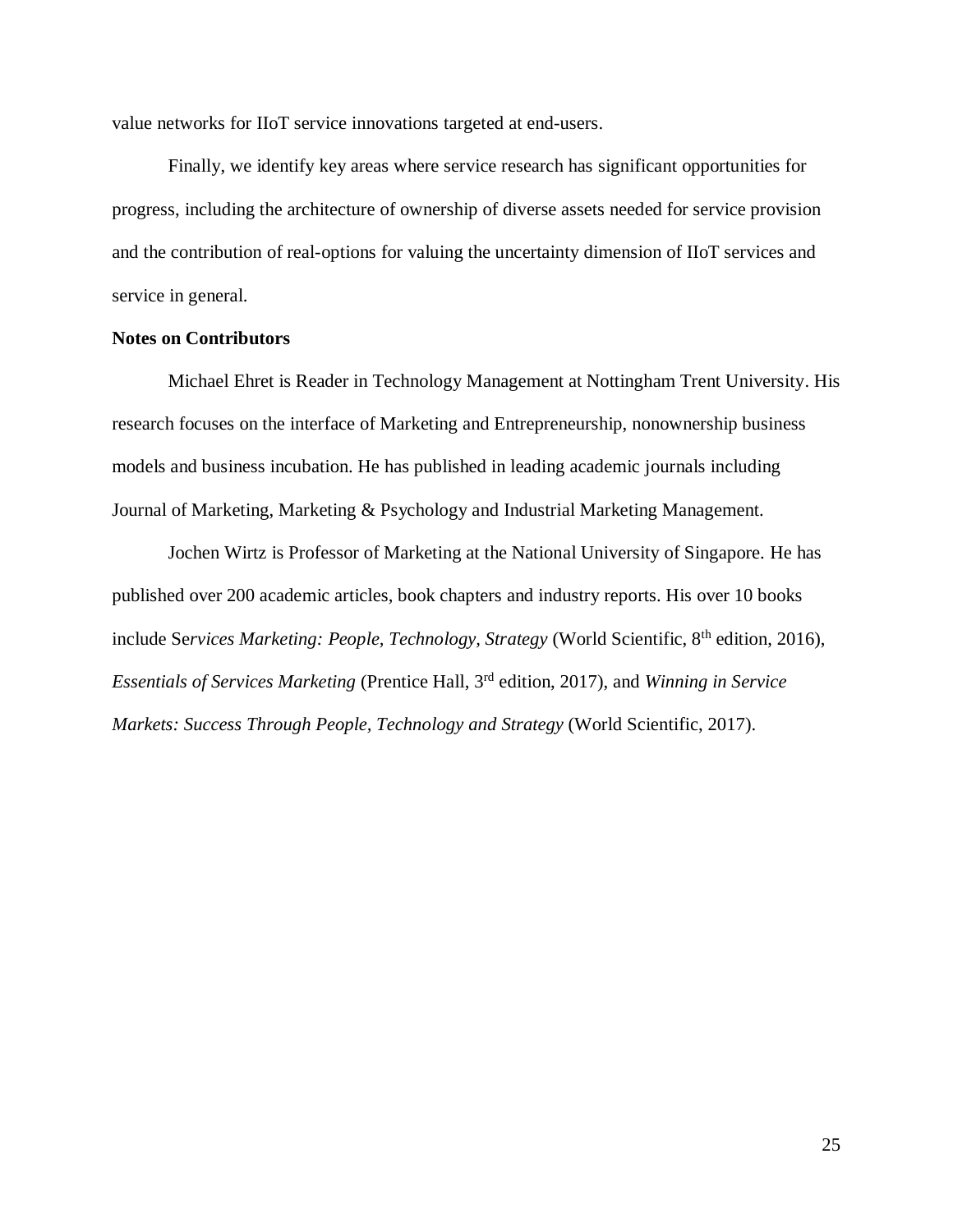value networks for IIoT service innovations targeted at end-users.

Finally, we identify key areas where service research has significant opportunities for progress, including the architecture of ownership of diverse assets needed for service provision and the contribution of real-options for valuing the uncertainty dimension of IIoT services and service in general.

**Notes on Contributors**

Michael Ehret is Reader in Technology Management at Nottingham Trent University. His research focuses on the interface of Marketing and Entrepreneurship, nonownership business models and business incubation. He has published in leading academic journals including Journal of Marketing, Marketing & Psychology and Industrial Marketing Management.

Jochen Wirtz is Professor of Marketing at the National University of Singapore. He has published over 200 academic articles, book chapters and industry reports. His over 10 books include Se*rvices Marketing: People, Technology, Strategy* (World Scientific, 8th edition, 2016), *Essentials of Services Marketing* (Prentice Hall, 3rd edition, 2017), and *Winning in Service Markets: Success Through People, Technology and Strategy* (World Scientific, 2017).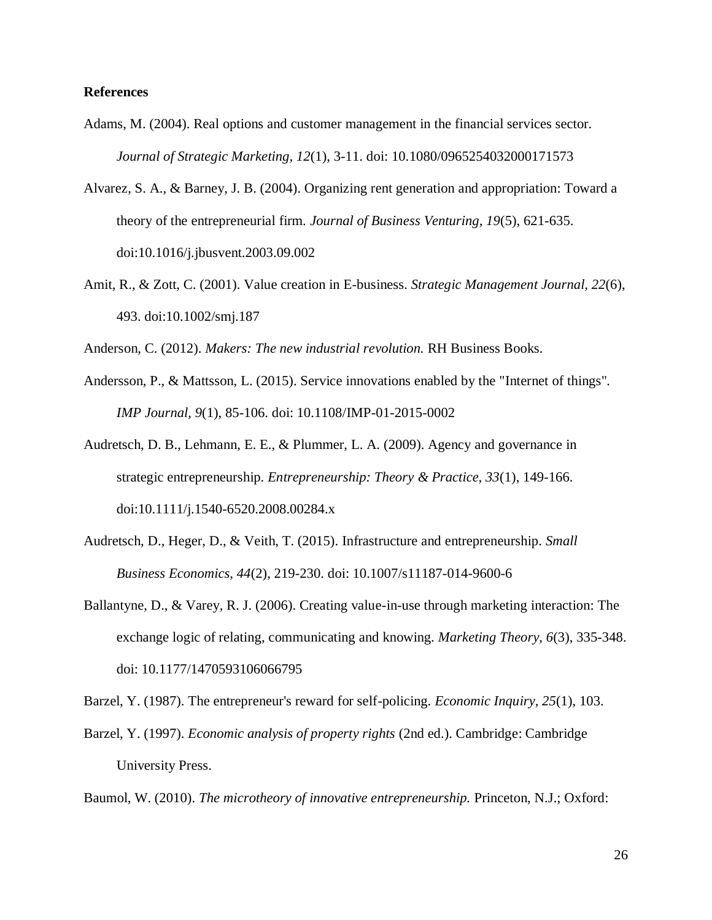**References**

Adams, M. (2004). Real options and customer management in the financial services sector. *Journal of Strategic Marketing, 12*(1), 3-11. doi: 10.1080/0965254032000171573

Alvarez, S. A., & Barney, J. B. (2004). Organizing rent generation and appropriation: Toward a theory of the entrepreneurial firm. *Journal of Business Venturing, 19*(5), 621-635. doi:10.1016/j.jbusvent.2003.09.002

Amit, R., & Zott, C. (2001). Value creation in E-business. *Strategic Management Journal, 22*(6), 493. doi:10.1002/smj.187

Anderson, C. (2012). *Makers: The new industrial revolution.* RH Business Books.

Andersson, P., & Mattsson, L. (2015). Service innovations enabled by the "Internet of things". *IMP Journal, 9*(1), 85-106. doi: 10.1108/IMP-01-2015-0002

Audretsch, D. B., Lehmann, E. E., & Plummer, L. A. (2009). Agency and governance in strategic entrepreneurship. *Entrepreneurship: Theory & Practice, 33*(1), 149-166. doi:10.1111/j.1540-6520.2008.00284.x

Audretsch, D., Heger, D., & Veith, T. (2015). Infrastructure and entrepreneurship. *Small Business Economics, 44*(2), 219-230. doi: 10.1007/s11187-014-9600-6

Ballantyne, D., & Varey, R. J. (2006). Creating value-in-use through marketing interaction: The exchange logic of relating, communicating and knowing. *Marketing Theory, 6*(3), 335-348. doi: 10.1177/1470593106066795

Barzel, Y. (1987). The entrepreneur's reward for self-policing. *Economic Inquiry, 25*(1), 103.

Barzel, Y. (1997). *Economic analysis of property rights* (2nd ed.). Cambridge: Cambridge University Press.

Baumol, W. (2010). *The microtheory of innovative entrepreneurship.* Princeton, N.J.; Oxford: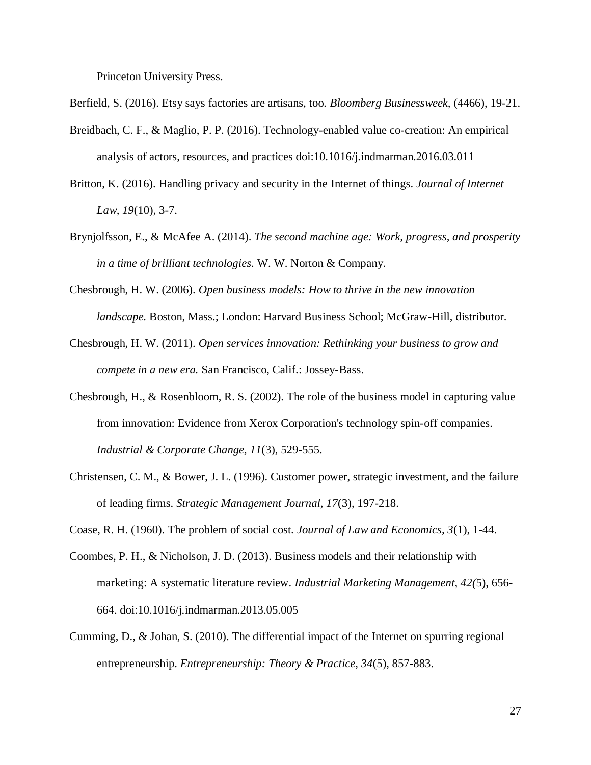Princeton University Press.

Berfield, S. (2016). Etsy says factories are artisans, too. *Bloomberg Businessweek*, (4466), 19-21.

Breidbach, C. F., & Maglio, P. P. (2016). Technology-enabled value co-creation: An empirical analysis of actors, resources, and practices doi:10.1016/j.indmarman.2016.03.011

Britton, K. (2016). Handling privacy and security in the Internet of things. *Journal of Internet Law, 19*(10), 3-7.

Brynjolfsson, E., & McAfee A. (2014). *The second machine age: Work, progress, and prosperity in a time of brilliant technologies*. W. W. Norton & Company.

Chesbrough, H. W. (2006). *Open business models: How to thrive in the new innovation landscape.* Boston, Mass.; London: Harvard Business School; McGraw-Hill, distributor.

Chesbrough, H. W. (2011). *Open services innovation: Rethinking your business to grow and compete in a new era.* San Francisco, Calif.: Jossey-Bass.

Chesbrough, H., & Rosenbloom, R. S. (2002). The role of the business model in capturing value from innovation: Evidence from Xerox Corporation's technology spin-off companies. *Industrial & Corporate Change, 11*(3), 529-555.

Christensen, C. M., & Bower, J. L. (1996). Customer power, strategic investment, and the failure of leading firms. *Strategic Management Journal, 17*(3), 197-218.

Coase, R. H. (1960). The problem of social cost. *Journal of Law and Economics*, *3*(1), 1-44.

Coombes, P. H., & Nicholson, J. D. (2013). Business models and their relationship with marketing: A systematic literature review. *Industrial Marketing Management, 42(*5), 656-664. doi:10.1016/j.indmarman.2013.05.005

Cumming, D., & Johan, S. (2010). The differential impact of the Internet on spurring regional entrepreneurship. *Entrepreneurship: Theory & Practice, 34*(5), 857-883.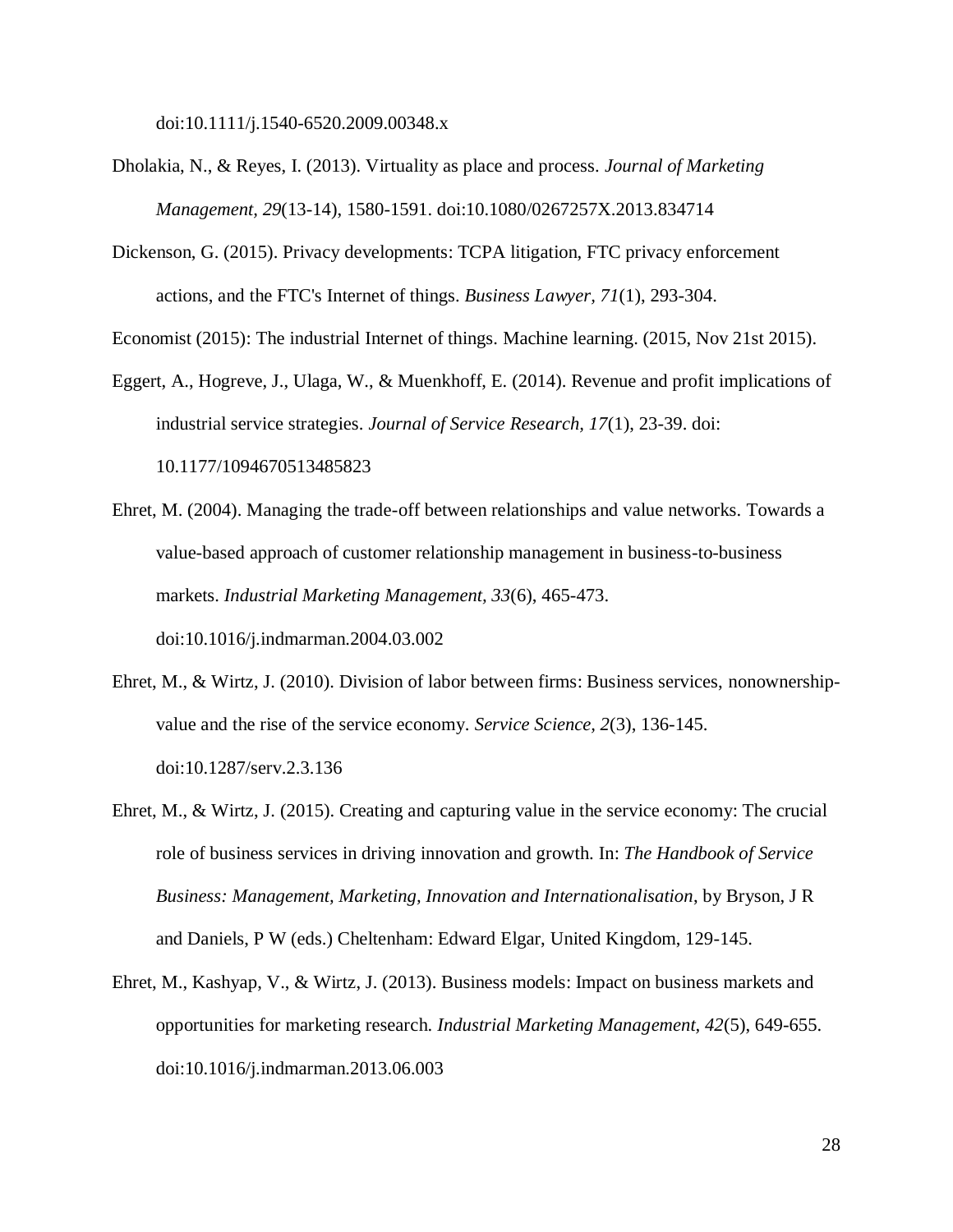doi:10.1111/j.1540-6520.2009.00348.x

Dholakia, N., & Reyes, I. (2013). Virtuality as place and process. *Journal of Marketing Management, 29*(13-14), 1580-1591. doi:10.1080/0267257X.2013.834714

Dickenson, G. (2015). Privacy developments: TCPA litigation, FTC privacy enforcement actions, and the FTC's Internet of things. *Business Lawyer, 71*(1), 293-304.

Economist (2015): The industrial Internet of things. Machine learning. (2015, Nov 21st 2015).

Eggert, A., Hogreve, J., Ulaga, W., & Muenkhoff, E. (2014). Revenue and profit implications of industrial service strategies. *Journal of Service Research, 17*(1), 23-39. doi: 10.1177/1094670513485823

Ehret, M. (2004). Managing the trade-off between relationships and value networks. Towards a value-based approach of customer relationship management in business-to-business markets. *Industrial Marketing Management, 33*(6), 465-473. doi:10.1016/j.indmarman.2004.03.002

Ehret, M., & Wirtz, J. (2010). Division of labor between firms: Business services, nonownership-value and the rise of the service economy. *Service Science, 2*(3), 136-145. doi:10.1287/serv.2.3.136

Ehret, M., & Wirtz, J. (2015). Creating and capturing value in the service economy: The crucial role of business services in driving innovation and growth. In: *The Handbook of Service Business: Management, Marketing, Innovation and Internationalisation*, by Bryson, J R and Daniels, P W (eds.) Cheltenham: Edward Elgar, United Kingdom, 129-145.

Ehret, M., Kashyap, V., & Wirtz, J. (2013). Business models: Impact on business markets and opportunities for marketing research. *Industrial Marketing Management, 42*(5), 649-655. doi:10.1016/j.indmarman.2013.06.003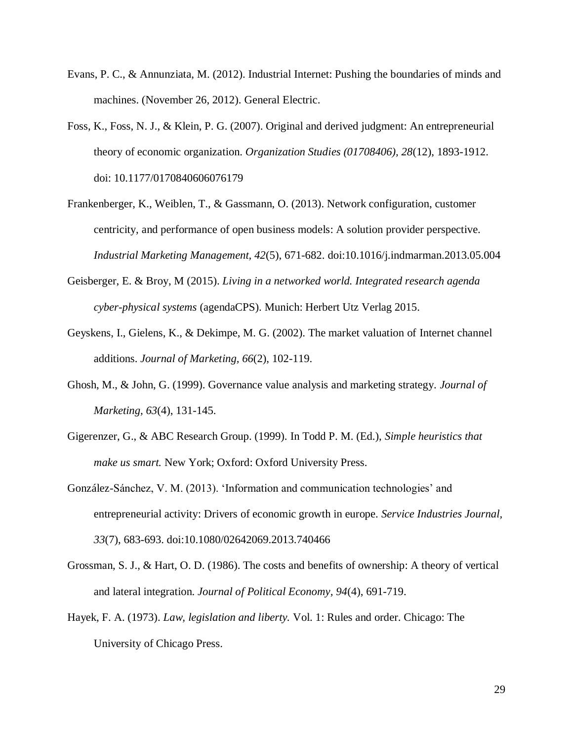Evans, P. C., & Annunziata, M. (2012). Industrial Internet: Pushing the boundaries of minds and machines. (November 26, 2012). General Electric.

Foss, K., Foss, N. J., & Klein, P. G. (2007). Original and derived judgment: An entrepreneurial theory of economic organization. *Organization Studies (01708406), 28*(12), 1893-1912. doi: 10.1177/0170840606076179

Frankenberger, K., Weiblen, T., & Gassmann, O. (2013). Network configuration, customer centricity, and performance of open business models: A solution provider perspective. *Industrial Marketing Management, 42*(5), 671-682. doi:10.1016/j.indmarman.2013.05.004

Geisberger, E. & Broy, M (2015). *Living in a networked world. Integrated research agenda cyber-physical systems* (agendaCPS). Munich: Herbert Utz Verlag 2015.

Geyskens, I., Gielens, K., & Dekimpe, M. G. (2002). The market valuation of Internet channel additions. *Journal of Marketing, 66*(2), 102-119.

Ghosh, M., & John, G. (1999). Governance value analysis and marketing strategy. *Journal of Marketing, 63*(4), 131-145.

Gigerenzer, G., & ABC Research Group. (1999). In Todd P. M. (Ed.), *Simple heuristics that make us smart.* New York; Oxford: Oxford University Press.

González-Sánchez, V. M. (2013). 'Information and communication technologies' and entrepreneurial activity: Drivers of economic growth in europe. *Service Industries Journal, 33*(7), 683-693. doi:10.1080/02642069.2013.740466

Grossman, S. J., & Hart, O. D. (1986). The costs and benefits of ownership: A theory of vertical and lateral integration. *Journal of Political Economy, 94*(4), 691-719.

Hayek, F. A. (1973). *Law, legislation and liberty.* Vol. 1: Rules and order. Chicago: The University of Chicago Press.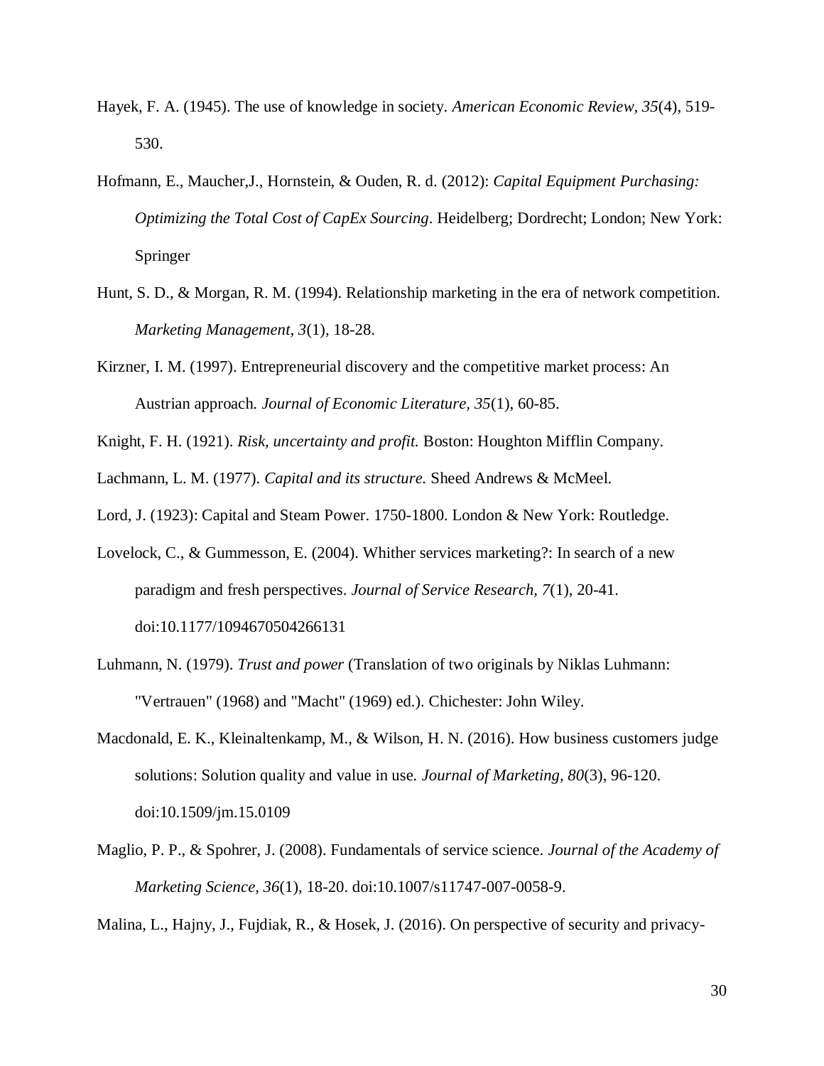Hayek, F. A. (1945). The use of knowledge in society. *American Economic Review, 35*(4), 519-530.

Hofmann, E., Maucher,J., Hornstein, & Ouden, R. d. (2012): *Capital Equipment Purchasing: Optimizing the Total Cost of CapEx Sourcing*. Heidelberg; Dordrecht; London; New York: Springer

Hunt, S. D., & Morgan, R. M. (1994). Relationship marketing in the era of network competition. *Marketing Management, 3*(1), 18-28.

Kirzner, I. M. (1997). Entrepreneurial discovery and the competitive market process: An Austrian approach. *Journal of Economic Literature, 35*(1), 60-85.

Knight, F. H. (1921). *Risk, uncertainty and profit.* Boston: Houghton Mifflin Company.

Lachmann, L. M. (1977). *Capital and its structure.* Sheed Andrews & McMeel.

Lord, J. (1923): Capital and Steam Power. 1750-1800. London & New York: Routledge.

Lovelock, C., & Gummesson, E. (2004). Whither services marketing?: In search of a new paradigm and fresh perspectives. *Journal of Service Research, 7*(1), 20-41. doi:10.1177/1094670504266131

Luhmann, N. (1979). *Trust and power* (Translation of two originals by Niklas Luhmann: "Vertrauen" (1968) and "Macht" (1969) ed.). Chichester: John Wiley.

Macdonald, E. K., Kleinaltenkamp, M., & Wilson, H. N. (2016). How business customers judge solutions: Solution quality and value in use. *Journal of Marketing, 80*(3), 96-120. doi:10.1509/jm.15.0109

Maglio, P. P., & Spohrer, J. (2008). Fundamentals of service science. *Journal of the Academy of Marketing Science, 36*(1), 18-20. doi:10.1007/s11747-007-0058-9.

Malina, L., Hajny, J., Fujdiak, R., & Hosek, J. (2016). On perspective of security and privacy-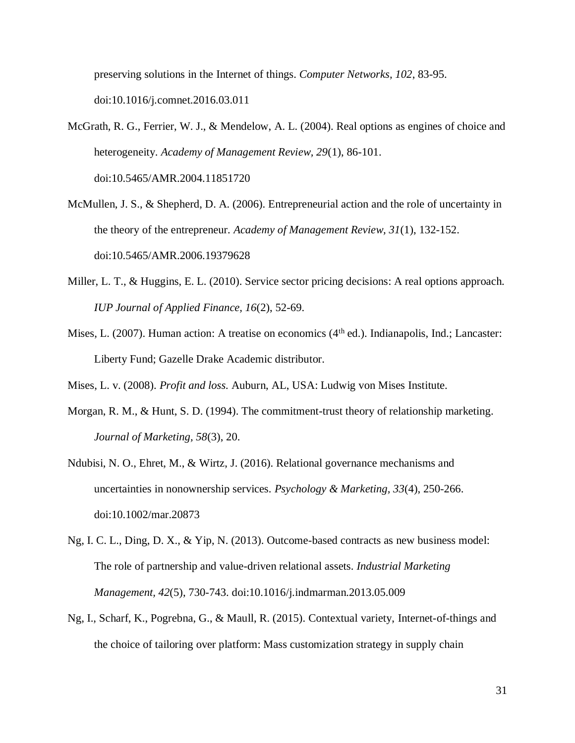preserving solutions in the Internet of things. *Computer Networks, 102*, 83-95. doi:10.1016/j.comnet.2016.03.011

McGrath, R. G., Ferrier, W. J., & Mendelow, A. L. (2004). Real options as engines of choice and heterogeneity. *Academy of Management Review, 29*(1), 86-101. doi:10.5465/AMR.2004.11851720

McMullen, J. S., & Shepherd, D. A. (2006). Entrepreneurial action and the role of uncertainty in the theory of the entrepreneur. *Academy of Management Review, 31*(1), 132-152. doi:10.5465/AMR.2006.19379628

Miller, L. T., & Huggins, E. L. (2010). Service sector pricing decisions: A real options approach. *IUP Journal of Applied Finance, 16*(2), 52-69.

Mises, L. (2007). Human action: A treatise on economics (4th ed.). Indianapolis, Ind.; Lancaster: Liberty Fund; Gazelle Drake Academic distributor.

Mises, L. v. (2008). *Profit and loss.* Auburn, AL, USA: Ludwig von Mises Institute.

Morgan, R. M., & Hunt, S. D. (1994). The commitment-trust theory of relationship marketing. *Journal of Marketing, 58*(3), 20.

Ndubisi, N. O., Ehret, M., & Wirtz, J. (2016). Relational governance mechanisms and uncertainties in nonownership services. *Psychology & Marketing, 33*(4), 250-266. doi:10.1002/mar.20873

Ng, I. C. L., Ding, D. X., & Yip, N. (2013). Outcome-based contracts as new business model: The role of partnership and value-driven relational assets. *Industrial Marketing Management, 42*(5), 730-743. doi:10.1016/j.indmarman.2013.05.009

Ng, I., Scharf, K., Pogrebna, G., & Maull, R. (2015). Contextual variety, Internet-of-things and the choice of tailoring over platform: Mass customization strategy in supply chain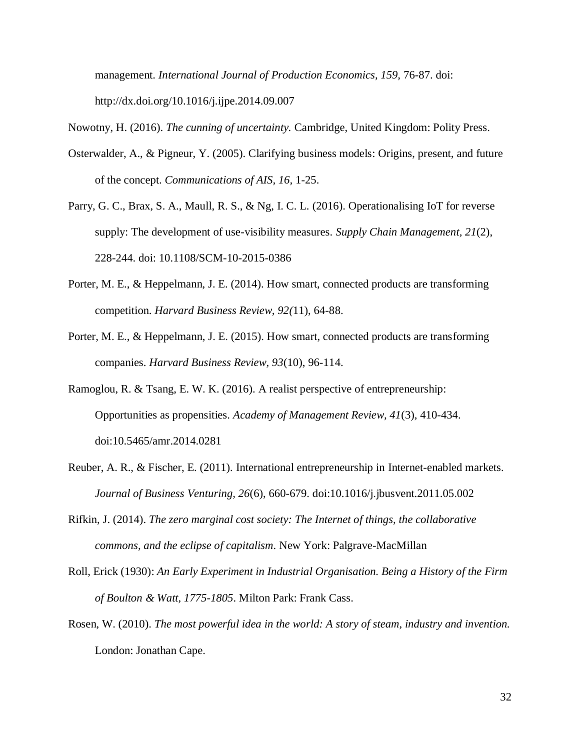management. *International Journal of Production Economics, 159,* 76-87. doi: http://dx.doi.org/10.1016/j.ijpe.2014.09.007

Nowotny, H. (2016). *The cunning of uncertainty.* Cambridge, United Kingdom: Polity Press.

Osterwalder, A., & Pigneur, Y. (2005). Clarifying business models: Origins, present, and future of the concept. *Communications of AIS, 16,* 1-25.

Parry, G. C., Brax, S. A., Maull, R. S., & Ng, I. C. L. (2016). Operationalising IoT for reverse supply: The development of use-visibility measures. *Supply Chain Management, 21*(2), 228-244. doi: 10.1108/SCM-10-2015-0386

Porter, M. E., & Heppelmann, J. E. (2014). How smart, connected products are transforming competition. *Harvard Business Review, 92(*11), 64-88.

Porter, M. E., & Heppelmann, J. E. (2015). How smart, connected products are transforming companies. *Harvard Business Review, 93*(10), 96-114.

Ramoglou, R. & Tsang, E. W. K. (2016). A realist perspective of entrepreneurship: Opportunities as propensities. *Academy of Management Review, 41*(3), 410-434. doi:10.5465/amr.2014.0281

Reuber, A. R., & Fischer, E. (2011). International entrepreneurship in Internet-enabled markets. *Journal of Business Venturing, 26*(6), 660-679. doi:10.1016/j.jbusvent.2011.05.002

Rifkin, J. (2014). *The zero marginal cost society: The Internet of things, the collaborative commons, and the eclipse of capitalism*. New York: Palgrave-MacMillan

Roll, Erick (1930): *An Early Experiment in Industrial Organisation. Being a History of the Firm of Boulton & Watt, 1775-1805*. Milton Park: Frank Cass.

Rosen, W. (2010). *The most powerful idea in the world: A story of steam, industry and invention.* London: Jonathan Cape.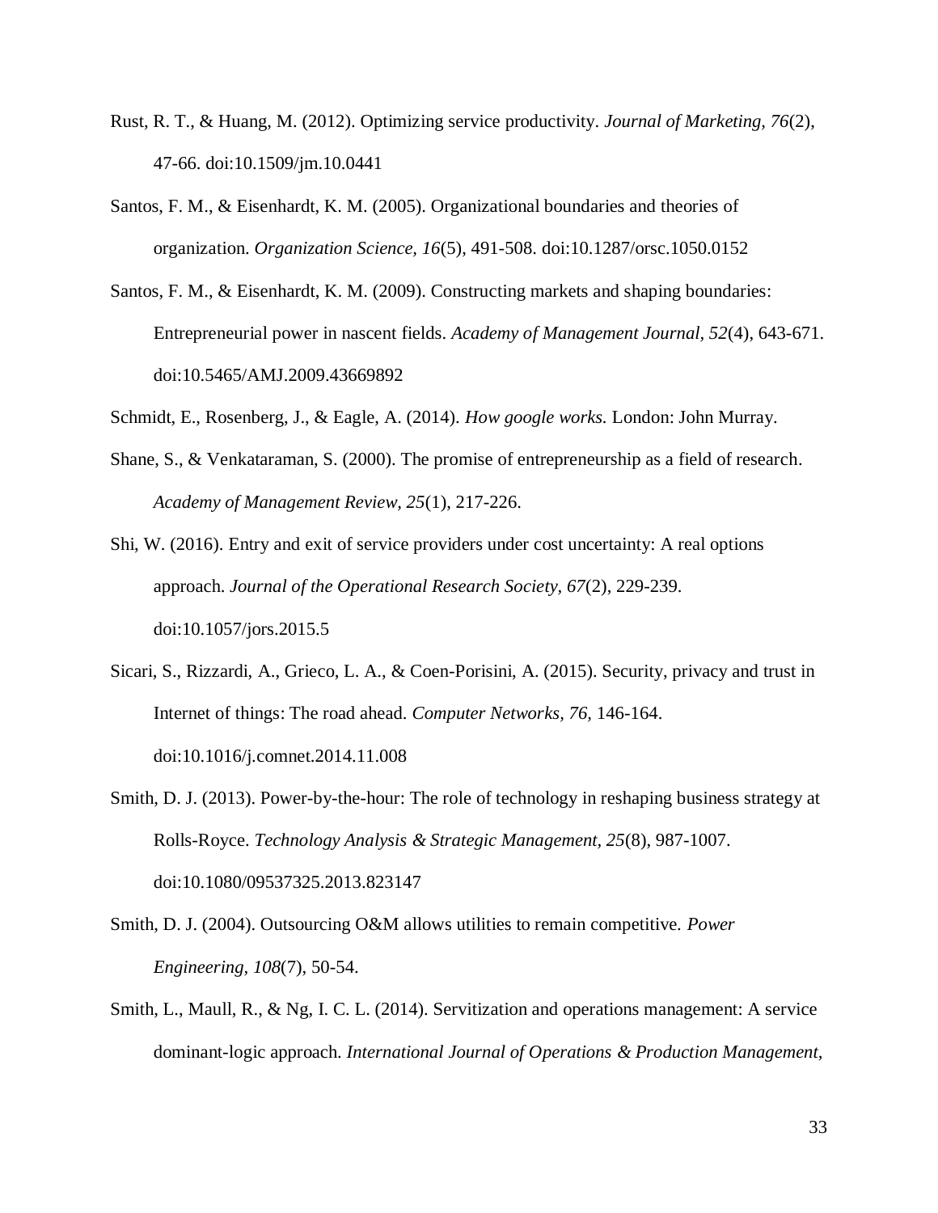Rust, R. T., & Huang, M. (2012). Optimizing service productivity. *Journal of Marketing, 76*(2), 47-66. doi:10.1509/jm.10.0441

Santos, F. M., & Eisenhardt, K. M. (2005). Organizational boundaries and theories of organization. *Organization Science, 16*(5), 491-508. doi:10.1287/orsc.1050.0152

Santos, F. M., & Eisenhardt, K. M. (2009). Constructing markets and shaping boundaries: Entrepreneurial power in nascent fields. *Academy of Management Journal, 52*(4), 643-671. doi:10.5465/AMJ.2009.43669892

Schmidt, E., Rosenberg, J., & Eagle, A. (2014). *How google works.* London: John Murray.

Shane, S., & Venkataraman, S. (2000). The promise of entrepreneurship as a field of research. *Academy of Management Review, 25*(1), 217-226.

Shi, W. (2016). Entry and exit of service providers under cost uncertainty: A real options approach. *Journal of the Operational Research Society, 67*(2), 229-239. doi:10.1057/jors.2015.5

Sicari, S., Rizzardi, A., Grieco, L. A., & Coen-Porisini, A. (2015). Security, privacy and trust in Internet of things: The road ahead. *Computer Networks, 76*, 146-164. doi:10.1016/j.comnet.2014.11.008

Smith, D. J. (2013). Power-by-the-hour: The role of technology in reshaping business strategy at Rolls-Royce. *Technology Analysis & Strategic Management, 25*(8), 987-1007. doi:10.1080/09537325.2013.823147

Smith, D. J. (2004). Outsourcing O&M allows utilities to remain competitive. *Power Engineering, 108*(7), 50-54.

Smith, L., Maull, R., & Ng, I. C. L. (2014). Servitization and operations management: A service dominant-logic approach. *International Journal of Operations & Production Management,*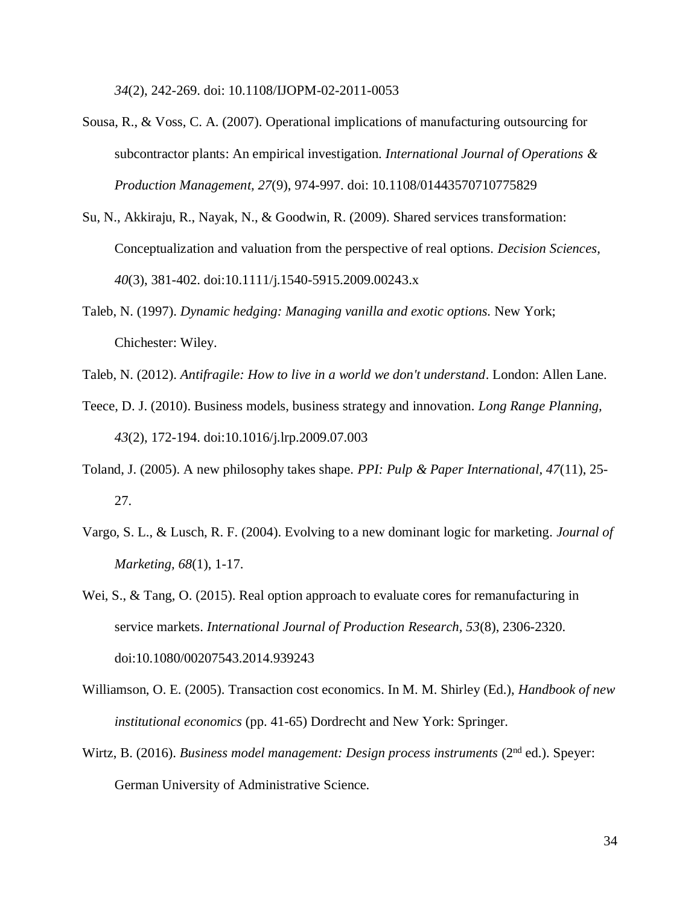*34*(2), 242-269. doi: 10.1108/IJOPM-02-2011-0053

Sousa, R., & Voss, C. A. (2007). Operational implications of manufacturing outsourcing for subcontractor plants: An empirical investigation. *International Journal of Operations & Production Management, 27*(9), 974-997. doi: 10.1108/01443570710775829

Su, N., Akkiraju, R., Nayak, N., & Goodwin, R. (2009). Shared services transformation: Conceptualization and valuation from the perspective of real options. *Decision Sciences, 40*(3), 381-402. doi:10.1111/j.1540-5915.2009.00243.x

Taleb, N. (1997). *Dynamic hedging: Managing vanilla and exotic options.* New York; Chichester: Wiley.

Taleb, N. (2012). *Antifragile: How to live in a world we don't understand*. London: Allen Lane.

Teece, D. J. (2010). Business models, business strategy and innovation. *Long Range Planning, 43*(2), 172-194. doi:10.1016/j.lrp.2009.07.003

Toland, J. (2005). A new philosophy takes shape. *PPI: Pulp & Paper International, 47*(11), 25-27.

Vargo, S. L., & Lusch, R. F. (2004). Evolving to a new dominant logic for marketing. *Journal of Marketing, 68*(1), 1-17.

Wei, S., & Tang, O. (2015). Real option approach to evaluate cores for remanufacturing in service markets. *International Journal of Production Research, 53*(8), 2306-2320. doi:10.1080/00207543.2014.939243

Williamson, O. E. (2005). Transaction cost economics. In M. M. Shirley (Ed.), *Handbook of new institutional economics* (pp. 41-65) Dordrecht and New York: Springer.

Wirtz, B. (2016). *Business model management: Design process instruments* (2nd ed.). Speyer: German University of Administrative Science.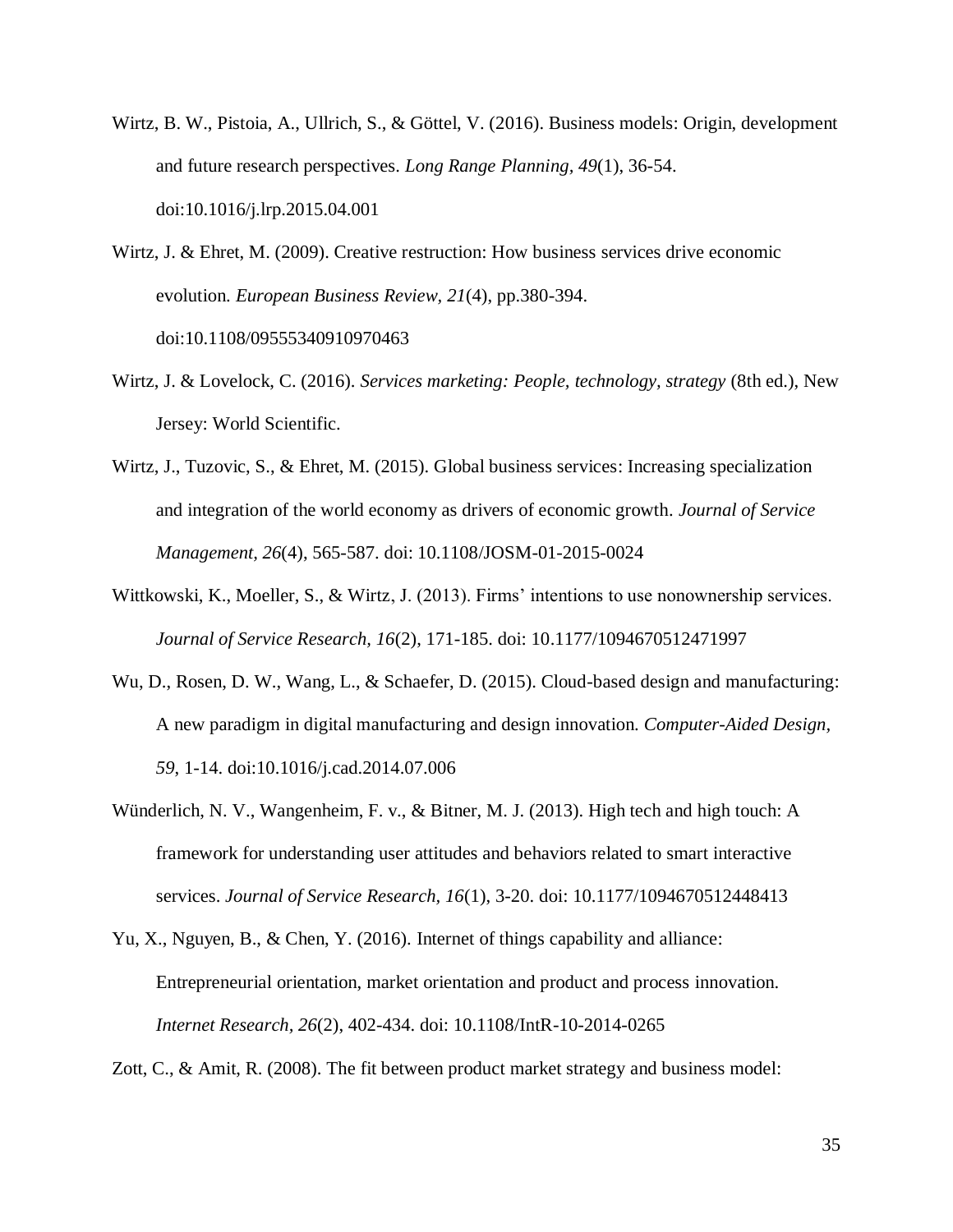Wirtz, B. W., Pistoia, A., Ullrich, S., & Göttel, V. (2016). Business models: Origin, development and future research perspectives. *Long Range Planning, 49*(1), 36-54. doi:10.1016/j.lrp.2015.04.001

Wirtz, J. & Ehret, M. (2009). Creative restruction: How business services drive economic evolution. *European Business Review, 21*(4), pp.380-394. doi:10.1108/09555340910970463

Wirtz, J. & Lovelock, C. (2016). *Services marketing: People, technology, strategy* (8th ed.), New Jersey: World Scientific.

Wirtz, J., Tuzovic, S., & Ehret, M. (2015). Global business services: Increasing specialization and integration of the world economy as drivers of economic growth. *Journal of Service Management, 26*(4), 565-587. doi: 10.1108/JOSM-01-2015-0024

Wittkowski, K., Moeller, S., & Wirtz, J. (2013). Firms' intentions to use nonownership services. *Journal of Service Research, 16*(2), 171-185. doi: 10.1177/1094670512471997

Wu, D., Rosen, D. W., Wang, L., & Schaefer, D. (2015). Cloud-based design and manufacturing: A new paradigm in digital manufacturing and design innovation. *Computer-Aided Design, 59*, 1-14. doi:10.1016/j.cad.2014.07.006

Wünderlich, N. V., Wangenheim, F. v., & Bitner, M. J. (2013). High tech and high touch: A framework for understanding user attitudes and behaviors related to smart interactive services. *Journal of Service Research, 16*(1), 3-20. doi: 10.1177/1094670512448413

Yu, X., Nguyen, B., & Chen, Y. (2016). Internet of things capability and alliance: Entrepreneurial orientation, market orientation and product and process innovation. *Internet Research, 26*(2), 402-434. doi: 10.1108/IntR-10-2014-0265

Zott, C., & Amit, R. (2008). The fit between product market strategy and business model: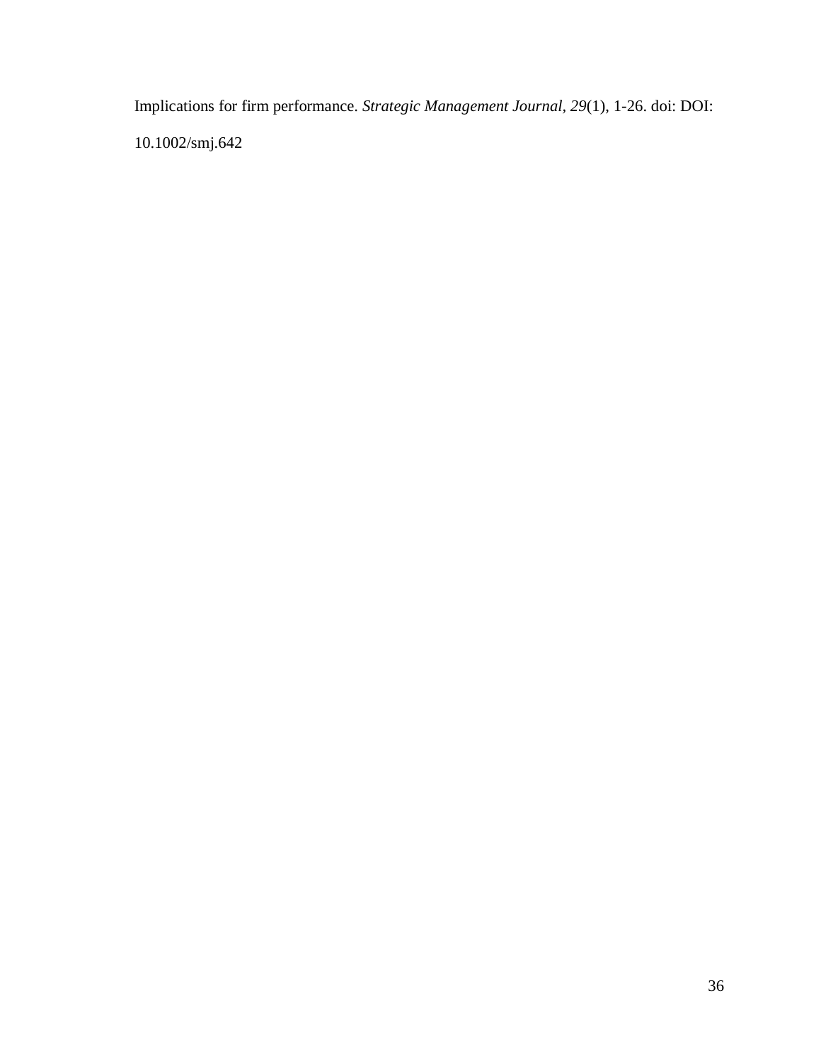Implications for firm performance. *Strategic Management Journal, 29*(1), 1-26. doi: DOI: 10.1002/smj.642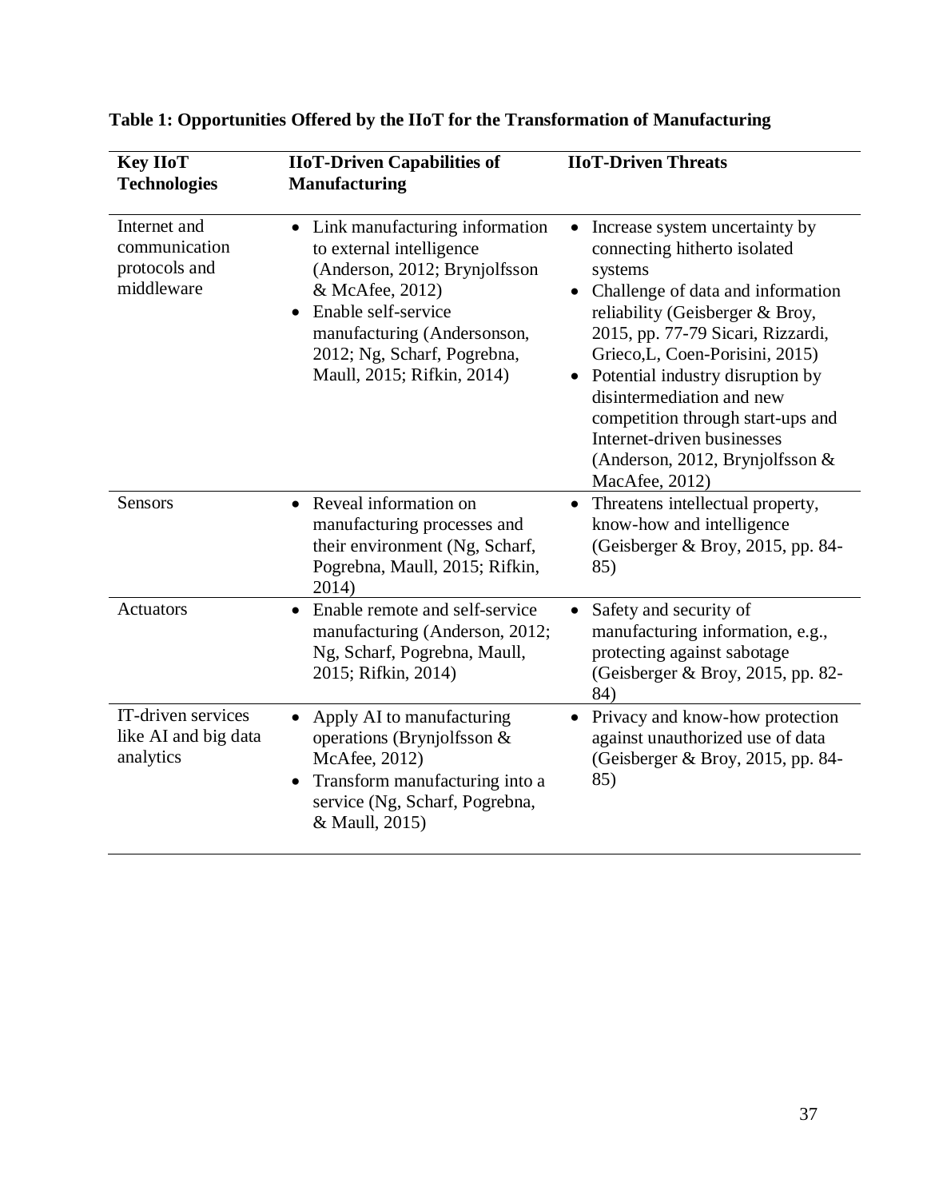**Table 1: Opportunities Offered by the IIoT for the Transformation of Manufacturing**

| Key IIoT Technologies | IIoT-Driven Capabilities of Manufacturing | IIoT-Driven Threats |
| --- | --- | --- |
| Internet and communication protocols and middleware | • Link manufacturing information to external intelligence (Anderson, 2012; Brynjolfsson & McAfee, 2012)<br>• Enable self-service manufacturing (Andersonson, 2012; Ng, Scharf, Pogrebna, Maull, 2015; Rifkin, 2014) | • Increase system uncertainty by connecting hitherto isolated systems<br>• Challenge of data and information reliability (Geisberger & Broy, 2015, pp. 77-79 Sicari, Rizzardi, Grieco,L, Coen-Porisini, 2015)<br>• Potential industry disruption by disintermediation and new competition through start-ups and Internet-driven businesses (Anderson, 2012, Brynjolfsson & MacAfee, 2012) |
| Sensors | • Reveal information on manufacturing processes and their environment (Ng, Scharf, Pogrebna, Maull, 2015; Rifkin, 2014) | • Threatens intellectual property, know-how and intelligence (Geisberger & Broy, 2015, pp. 84-85) |
| Actuators | • Enable remote and self-service manufacturing (Anderson, 2012; Ng, Scharf, Pogrebna, Maull, 2015; Rifkin, 2014) | • Safety and security of manufacturing information, e.g., protecting against sabotage (Geisberger & Broy, 2015, pp. 82-84) |
| IT-driven services like AI and big data analytics | • Apply AI to manufacturing operations (Brynjolfsson & McAfee, 2012)<br>• Transform manufacturing into a service (Ng, Scharf, Pogrebna, & Maull, 2015) | • Privacy and know-how protection against unauthorized use of data (Geisberger & Broy, 2015, pp. 84-85) |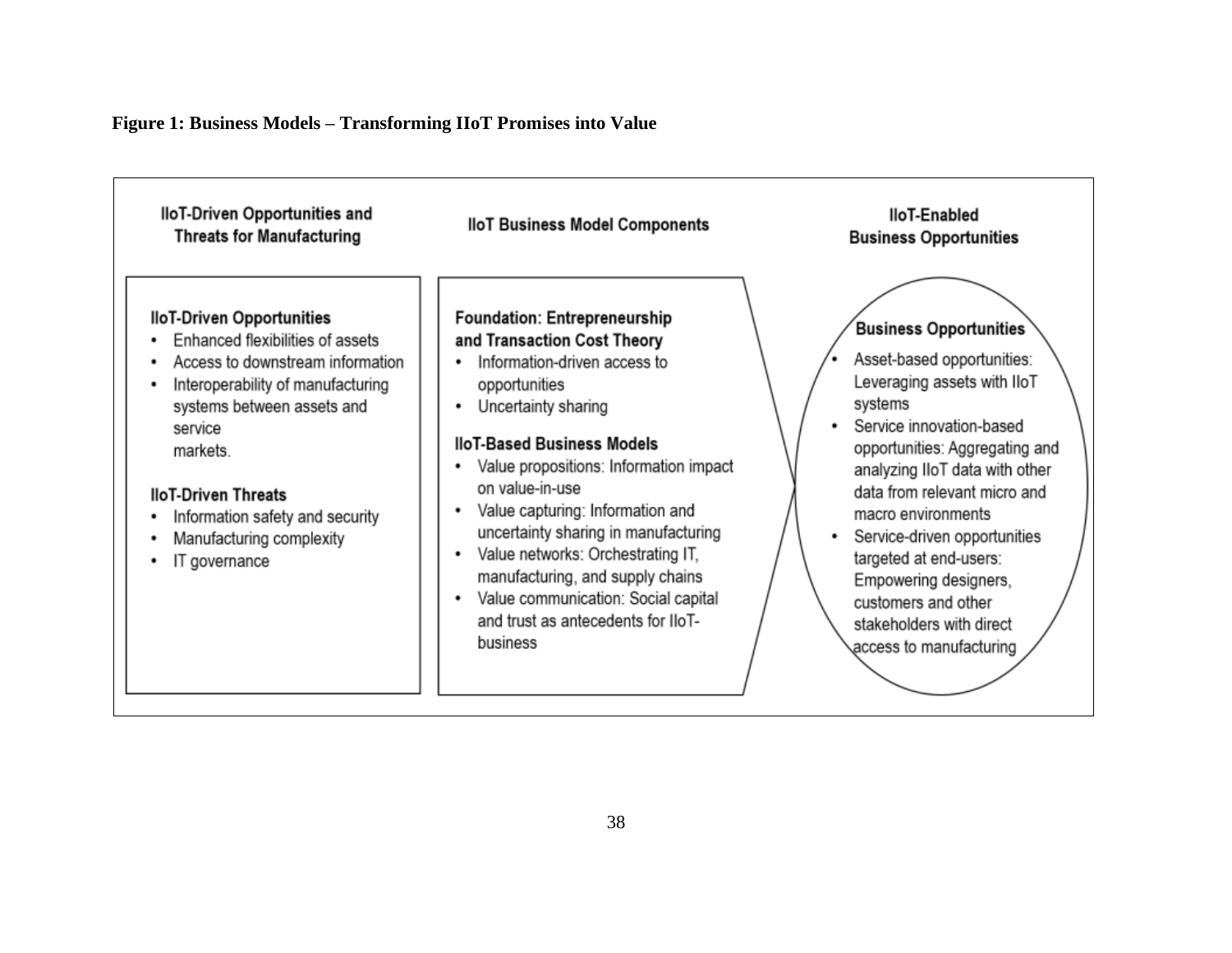**Figure 1: Business Models – Transforming IIoT Promises into Value**

**IIoT-Driven Opportunities and Threats for Manufacturing**

**IIoT-Driven Opportunities**
- Enhanced flexibilities of assets
- Access to downstream information
- Interoperability of manufacturing systems between assets and service markets.

**IIoT-Driven Threats**
- Information safety and security
- Manufacturing complexity
- IT governance

**IIoT Business Model Components**

**Foundation: Entrepreneurship and Transaction Cost Theory**
- Information-driven access to opportunities
- Uncertainty sharing

**IIoT-Based Business Models**
- Value propositions: Information impact on value-in-use
- Value capturing: Information and uncertainty sharing in manufacturing
- Value networks: Orchestrating IT, manufacturing, and supply chains
- Value communication: Social capital and trust as antecedents for IIoT-business

**IIoT-Enabled Business Opportunities**

**Business Opportunities**
- Asset-based opportunities: Leveraging assets with IIoT systems
- Service innovation-based opportunities: Aggregating and analyzing IIoT data with other data from relevant micro and macro environments
- Service-driven opportunities targeted at end-users: Empowering designers, customers and other stakeholders with direct access to manufacturing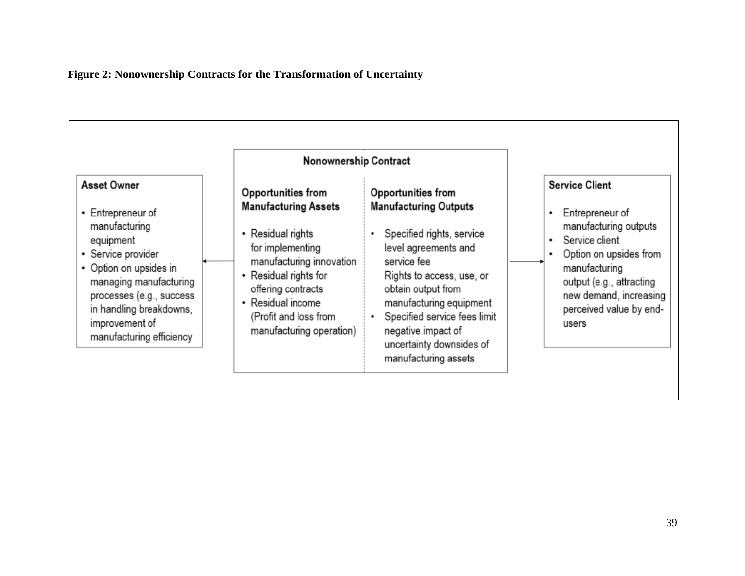**Figure 2: Nonownership Contracts for the Transformation of Uncertainty**

**Asset Owner**

- Entrepreneur of manufacturing equipment
- Service provider
- Option on upsides in managing manufacturing processes (e.g., success in handling breakdowns, improvement of manufacturing efficiency

**Nonownership Contract**

**Opportunities from Manufacturing Assets**

- Residual rights for implementing manufacturing innovation
- Residual rights for offering contracts
- Residual income (Profit and loss from manufacturing operation)

**Opportunities from Manufacturing Outputs**

- Specified rights, service level agreements and service fee
  Rights to access, use, or obtain output from manufacturing equipment
- Specified service fees limit negative impact of uncertainty downsides of manufacturing assets

**Service Client**

- Entrepreneur of manufacturing outputs
- Service client
- Option on upsides from manufacturing output (e.g., attracting new demand, increasing perceived value by end-users